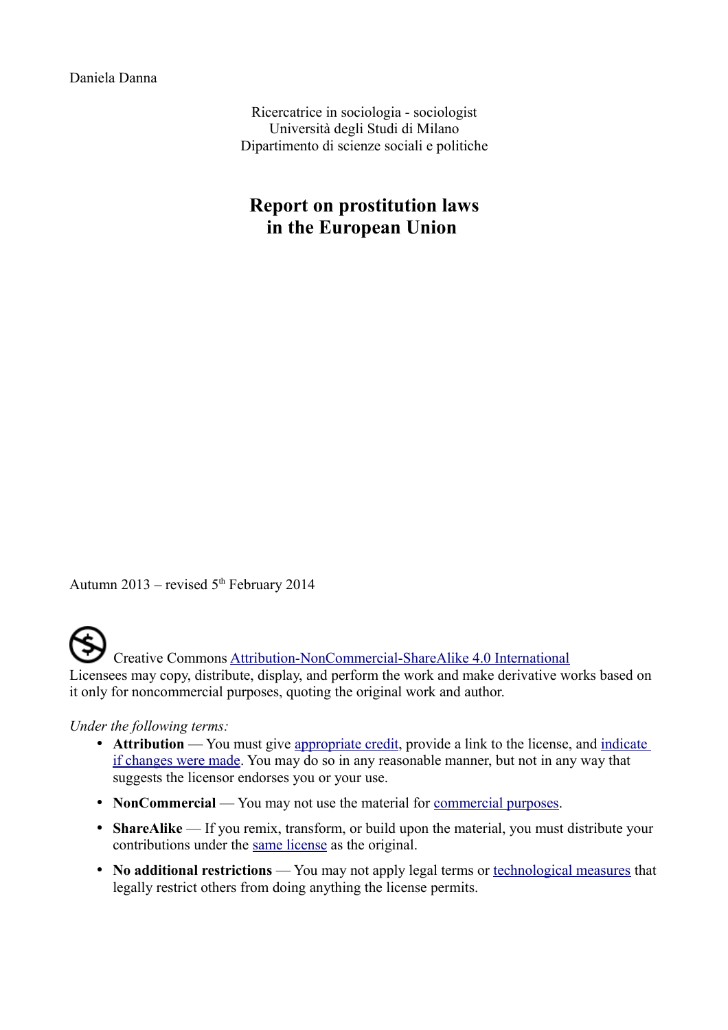Daniela Danna

Ricercatrice in sociologia - sociologist
Università degli Studi di Milano
Dipartimento di scienze sociali e politiche

# Report on prostitution laws in the European Union

Autumn 2013 – revised 5th February 2014

Creative Commons [Attribution-NonCommercial-ShareAlike 4.0 International](#)
Licensees may copy, distribute, display, and perform the work and make derivative works based on it only for noncommercial purposes, quoting the original work and author.

*Under the following terms:*

- **Attribution** — You must give [appropriate credit](#), provide a link to the license, and [indicate if changes were made](#). You may do so in any reasonable manner, but not in any way that suggests the licensor endorses you or your use.
- **NonCommercial** — You may not use the material for [commercial purposes](#).
- **ShareAlike** — If you remix, transform, or build upon the material, you must distribute your contributions under the [same license](#) as the original.
- **No additional restrictions** — You may not apply legal terms or [technological measures](#) that legally restrict others from doing anything the license permits.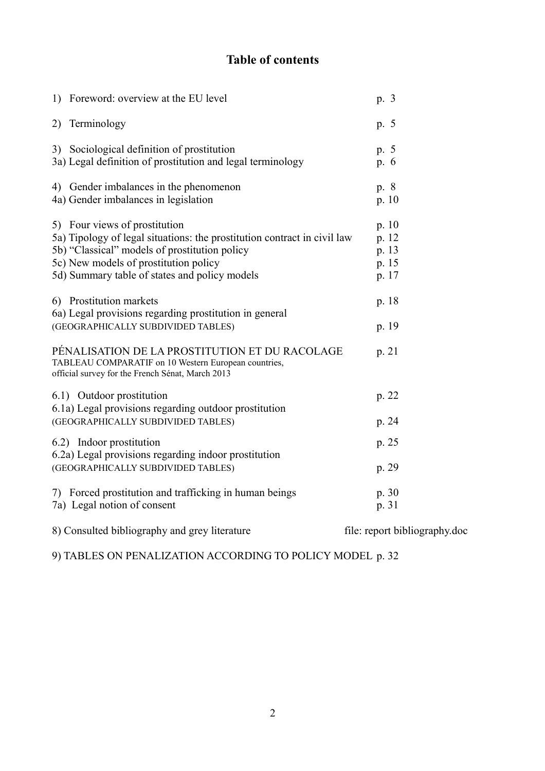# Table of contents

| | |
|---|---|
| 1) Foreword: overview at the EU level | p. 3 |
| 2) Terminology | p. 5 |
| 3) Sociological definition of prostitution | p. 5 |
| 3a) Legal definition of prostitution and legal terminology | p. 6 |
| 4) Gender imbalances in the phenomenon | p. 8 |
| 4a) Gender imbalances in legislation | p. 10 |
| 5) Four views of prostitution | p. 10 |
| 5a) Tipology of legal situations: the prostitution contract in civil law | p. 12 |
| 5b) "Classical" models of prostitution policy | p. 13 |
| 5c) New models of prostitution policy | p. 15 |
| 5d) Summary table of states and policy models | p. 17 |
| 6) Prostitution markets | p. 18 |
| 6a) Legal provisions regarding prostitution in general (GEOGRAPHICALLY SUBDIVIDED TABLES) | p. 19 |
| PÉNALISATION DE LA PROSTITUTION ET DU RACOLAGE TABLEAU COMPARATIF on 10 Western European countries, official survey for the French Sénat, March 2013 | p. 21 |
| 6.1) Outdoor prostitution | p. 22 |
| 6.1a) Legal provisions regarding outdoor prostitution (GEOGRAPHICALLY SUBDIVIDED TABLES) | p. 24 |
| 6.2) Indoor prostitution | p. 25 |
| 6.2a) Legal provisions regarding indoor prostitution (GEOGRAPHICALLY SUBDIVIDED TABLES) | p. 29 |
| 7) Forced prostitution and trafficking in human beings | p. 30 |
| 7a) Legal notion of consent | p. 31 |
| 8) Consulted bibliography and grey literature | file: report bibliography.doc |
| 9) TABLES ON PENALIZATION ACCORDING TO POLICY MODEL | p. 32 |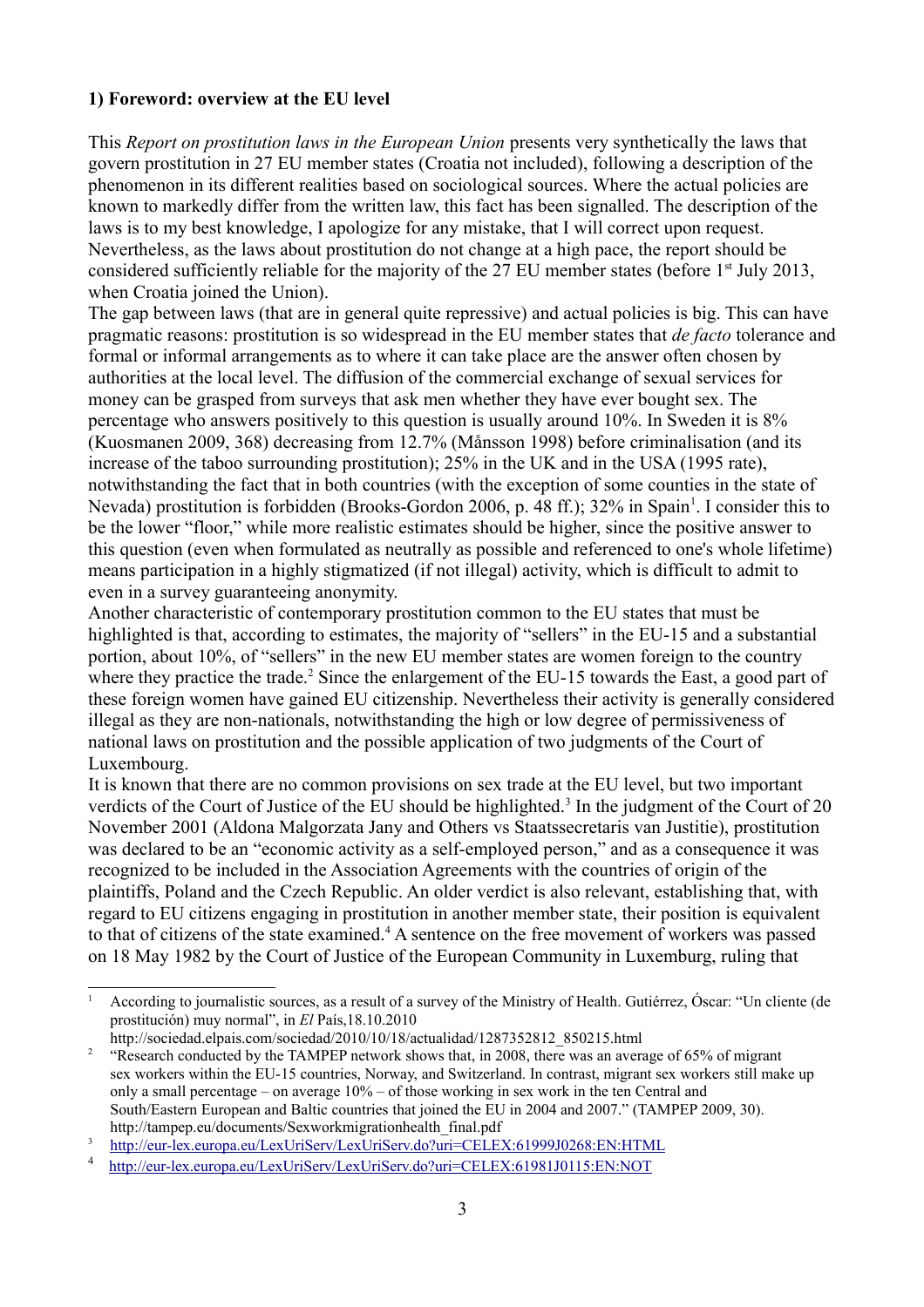## 1) Foreword: overview at the EU level

This *Report on prostitution laws in the European Union* presents very synthetically the laws that govern prostitution in 27 EU member states (Croatia not included), following a description of the phenomenon in its different realities based on sociological sources. Where the actual policies are known to markedly differ from the written law, this fact has been signalled. The description of the laws is to my best knowledge, I apologize for any mistake, that I will correct upon request. Nevertheless, as the laws about prostitution do not change at a high pace, the report should be considered sufficiently reliable for the majority of the 27 EU member states (before 1st July 2013, when Croatia joined the Union).

The gap between laws (that are in general quite repressive) and actual policies is big. This can have pragmatic reasons: prostitution is so widespread in the EU member states that *de facto* tolerance and formal or informal arrangements as to where it can take place are the answer often chosen by authorities at the local level. The diffusion of the commercial exchange of sexual services for money can be grasped from surveys that ask men whether they have ever bought sex. The percentage who answers positively to this question is usually around 10%. In Sweden it is 8% (Kuosmanen 2009, 368) decreasing from 12.7% (Månsson 1998) before criminalisation (and its increase of the taboo surrounding prostitution); 25% in the UK and in the USA (1995 rate), notwithstanding the fact that in both countries (with the exception of some counties in the state of Nevada) prostitution is forbidden (Brooks-Gordon 2006, p. 48 ff.); 32% in Spain[1]. I consider this to be the lower "floor," while more realistic estimates should be higher, since the positive answer to this question (even when formulated as neutrally as possible and referenced to one's whole lifetime) means participation in a highly stigmatized (if not illegal) activity, which is difficult to admit to even in a survey guaranteeing anonymity.

Another characteristic of contemporary prostitution common to the EU states that must be highlighted is that, according to estimates, the majority of "sellers" in the EU-15 and a substantial portion, about 10%, of "sellers" in the new EU member states are women foreign to the country where they practice the trade.[2] Since the enlargement of the EU-15 towards the East, a good part of these foreign women have gained EU citizenship. Nevertheless their activity is generally considered illegal as they are non-nationals, notwithstanding the high or low degree of permissiveness of national laws on prostitution and the possible application of two judgments of the Court of Luxembourg.

It is known that there are no common provisions on sex trade at the EU level, but two important verdicts of the Court of Justice of the EU should be highlighted.[3] In the judgment of the Court of 20 November 2001 (Aldona Malgorzata Jany and Others vs Staatssecretaris van Justitie), prostitution was declared to be an "economic activity as a self-employed person," and as a consequence it was recognized to be included in the Association Agreements with the countries of origin of the plaintiffs, Poland and the Czech Republic. An older verdict is also relevant, establishing that, with regard to EU citizens engaging in prostitution in another member state, their position is equivalent to that of citizens of the state examined.[4] A sentence on the free movement of workers was passed on 18 May 1982 by the Court of Justice of the European Community in Luxemburg, ruling that

---

[1] According to journalistic sources, as a result of a survey of the Ministry of Health. Gutiérrez, Óscar: "Un cliente (de prostitución) muy normal", in *El* País,18.10.2010 http://sociedad.elpais.com/sociedad/2010/10/18/actualidad/1287352812_850215.html

[2] "Research conducted by the TAMPEP network shows that, in 2008, there was an average of 65% of migrant sex workers within the EU-15 countries, Norway, and Switzerland. In contrast, migrant sex workers still make up only a small percentage – on average 10% – of those working in sex work in the ten Central and South/Eastern European and Baltic countries that joined the EU in 2004 and 2007." (TAMPEP 2009, 30). http://tampep.eu/documents/Sexworkmigrationhealth_final.pdf

[3] http://eur-lex.europa.eu/LexUriServ/LexUriServ.do?uri=CELEX:61999J0268:EN:HTML

[4] http://eur-lex.europa.eu/LexUriServ/LexUriServ.do?uri=CELEX:61981J0115:EN:NOT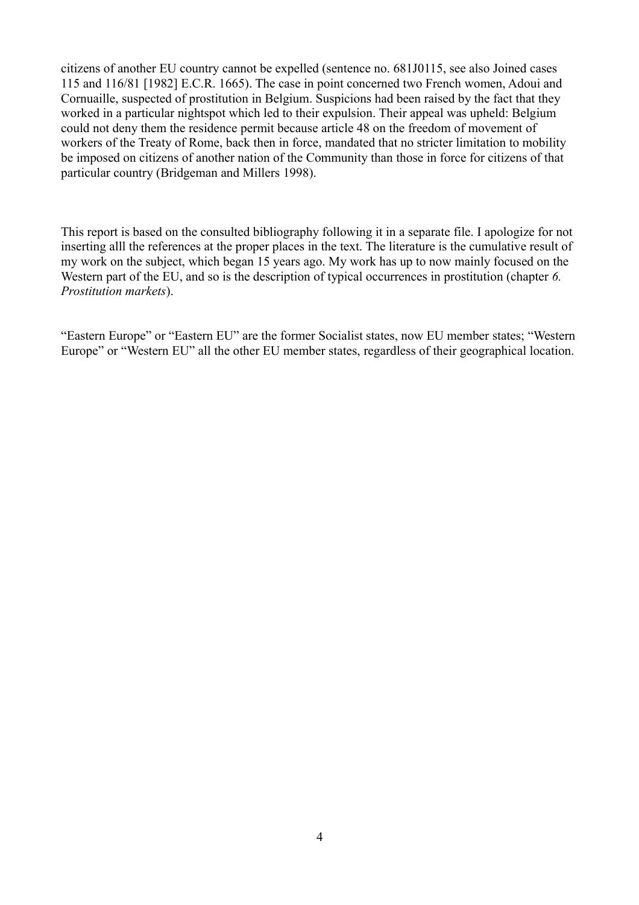citizens of another EU country cannot be expelled (sentence no. 681J0115, see also Joined cases 115 and 116/81 [1982] E.C.R. 1665). The case in point concerned two French women, Adoui and Cornuaille, suspected of prostitution in Belgium. Suspicions had been raised by the fact that they worked in a particular nightspot which led to their expulsion. Their appeal was upheld: Belgium could not deny them the residence permit because article 48 on the freedom of movement of workers of the Treaty of Rome, back then in force, mandated that no stricter limitation to mobility be imposed on citizens of another nation of the Community than those in force for citizens of that particular country (Bridgeman and Millers 1998).

This report is based on the consulted bibliography following it in a separate file. I apologize for not inserting alll the references at the proper places in the text. The literature is the cumulative result of my work on the subject, which began 15 years ago. My work has up to now mainly focused on the Western part of the EU, and so is the description of typical occurrences in prostitution (chapter *6. Prostitution markets*).

"Eastern Europe" or "Eastern EU" are the former Socialist states, now EU member states; "Western Europe" or "Western EU" all the other EU member states, regardless of their geographical location.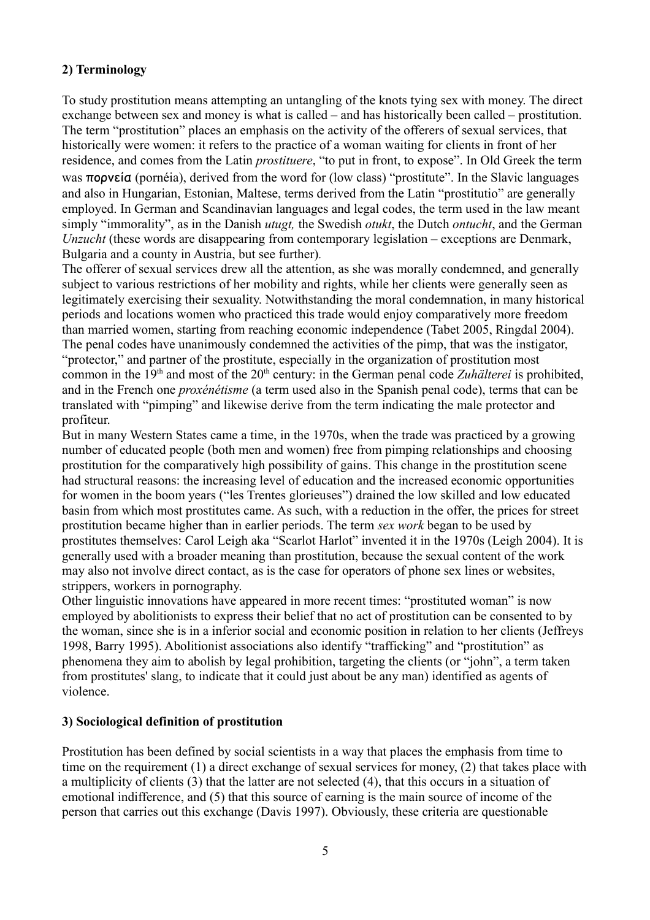**2) Terminology**

To study prostitution means attempting an untangling of the knots tying sex with money. The direct exchange between sex and money is what is called – and has historically been called – prostitution. The term "prostitution" places an emphasis on the activity of the offerers of sexual services, that historically were women: it refers to the practice of a woman waiting for clients in front of her residence, and comes from the Latin *prostituere*, "to put in front, to expose". In Old Greek the term was πορνεία (pornéia), derived from the word for (low class) "prostitute". In the Slavic languages and also in Hungarian, Estonian, Maltese, terms derived from the Latin "prostitutio" are generally employed. In German and Scandinavian languages and legal codes, the term used in the law meant simply "immorality", as in the Danish *utugt,* the Swedish *otukt*, the Dutch *ontucht*, and the German *Unzucht* (these words are disappearing from contemporary legislation – exceptions are Denmark, Bulgaria and a county in Austria, but see further).

The offerer of sexual services drew all the attention, as she was morally condemned, and generally subject to various restrictions of her mobility and rights, while her clients were generally seen as legitimately exercising their sexuality. Notwithstanding the moral condemnation, in many historical periods and locations women who practiced this trade would enjoy comparatively more freedom than married women, starting from reaching economic independence (Tabet 2005, Ringdal 2004).

The penal codes have unanimously condemned the activities of the pimp, that was the instigator, "protector," and partner of the prostitute, especially in the organization of prostitution most common in the 19th and most of the 20th century: in the German penal code *Zuhälterei* is prohibited, and in the French one *proxénétisme* (a term used also in the Spanish penal code), terms that can be translated with "pimping" and likewise derive from the term indicating the male protector and profiteur.

But in many Western States came a time, in the 1970s, when the trade was practiced by a growing number of educated people (both men and women) free from pimping relationships and choosing prostitution for the comparatively high possibility of gains. This change in the prostitution scene had structural reasons: the increasing level of education and the increased economic opportunities for women in the boom years ("les Trentes glorieuses") drained the low skilled and low educated basin from which most prostitutes came. As such, with a reduction in the offer, the prices for street prostitution became higher than in earlier periods. The term *sex work* began to be used by prostitutes themselves: Carol Leigh aka "Scarlot Harlot" invented it in the 1970s (Leigh 2004). It is generally used with a broader meaning than prostitution, because the sexual content of the work may also not involve direct contact, as is the case for operators of phone sex lines or websites, strippers, workers in pornography.

Other linguistic innovations have appeared in more recent times: "prostituted woman" is now employed by abolitionists to express their belief that no act of prostitution can be consented to by the woman, since she is in a inferior social and economic position in relation to her clients (Jeffreys 1998, Barry 1995). Abolitionist associations also identify "trafficking" and "prostitution" as phenomena they aim to abolish by legal prohibition, targeting the clients (or "john", a term taken from prostitutes' slang, to indicate that it could just about be any man) identified as agents of violence.

**3) Sociological definition of prostitution**

Prostitution has been defined by social scientists in a way that places the emphasis from time to time on the requirement (1) a direct exchange of sexual services for money, (2) that takes place with a multiplicity of clients (3) that the latter are not selected (4), that this occurs in a situation of emotional indifference, and (5) that this source of earning is the main source of income of the person that carries out this exchange (Davis 1997). Obviously, these criteria are questionable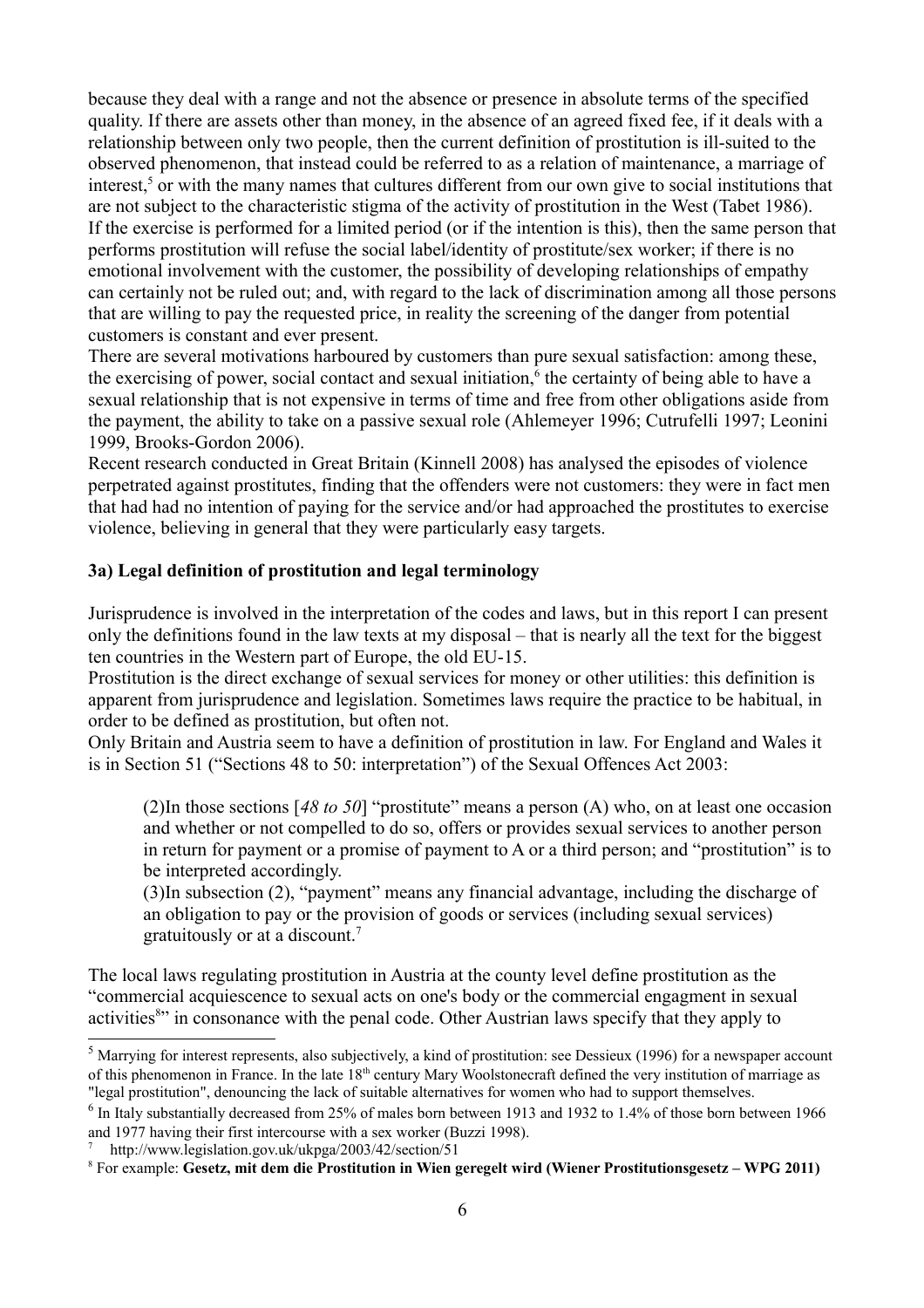because they deal with a range and not the absence or presence in absolute terms of the specified quality. If there are assets other than money, in the absence of an agreed fixed fee, if it deals with a relationship between only two people, then the current definition of prostitution is ill-suited to the observed phenomenon, that instead could be referred to as a relation of maintenance, a marriage of interest,[5] or with the many names that cultures different from our own give to social institutions that are not subject to the characteristic stigma of the activity of prostitution in the West (Tabet 1986). If the exercise is performed for a limited period (or if the intention is this), then the same person that performs prostitution will refuse the social label/identity of prostitute/sex worker; if there is no emotional involvement with the customer, the possibility of developing relationships of empathy can certainly not be ruled out; and, with regard to the lack of discrimination among all those persons that are willing to pay the requested price, in reality the screening of the danger from potential customers is constant and ever present.

There are several motivations harboured by customers than pure sexual satisfaction: among these, the exercising of power, social contact and sexual initiation,[6] the certainty of being able to have a sexual relationship that is not expensive in terms of time and free from other obligations aside from the payment, the ability to take on a passive sexual role (Ahlemeyer 1996; Cutrufelli 1997; Leonini 1999, Brooks-Gordon 2006).

Recent research conducted in Great Britain (Kinnell 2008) has analysed the episodes of violence perpetrated against prostitutes, finding that the offenders were not customers: they were in fact men that had had no intention of paying for the service and/or had approached the prostitutes to exercise violence, believing in general that they were particularly easy targets.

### 3a) Legal definition of prostitution and legal terminology

Jurisprudence is involved in the interpretation of the codes and laws, but in this report I can present only the definitions found in the law texts at my disposal – that is nearly all the text for the biggest ten countries in the Western part of Europe, the old EU-15.

Prostitution is the direct exchange of sexual services for money or other utilities: this definition is apparent from jurisprudence and legislation. Sometimes laws require the practice to be habitual, in order to be defined as prostitution, but often not.

Only Britain and Austria seem to have a definition of prostitution in law. For England and Wales it is in Section 51 ("Sections 48 to 50: interpretation") of the Sexual Offences Act 2003:

> (2)In those sections [*48 to 50*] "prostitute" means a person (A) who, on at least one occasion and whether or not compelled to do so, offers or provides sexual services to another person in return for payment or a promise of payment to A or a third person; and "prostitution" is to be interpreted accordingly.
>
> (3)In subsection (2), "payment" means any financial advantage, including the discharge of an obligation to pay or the provision of goods or services (including sexual services) gratuitously or at a discount.[7]

The local laws regulating prostitution in Austria at the county level define prostitution as the "commercial acquiescence to sexual acts on one's body or the commercial engagment in sexual activities[8]" in consonance with the penal code. Other Austrian laws specify that they apply to

---

[5] Marrying for interest represents, also subjectively, a kind of prostitution: see Dessieux (1996) for a newspaper account of this phenomenon in France. In the late 18th century Mary Woolstonecraft defined the very institution of marriage as "legal prostitution", denouncing the lack of suitable alternatives for women who had to support themselves.

[6] In Italy substantially decreased from 25% of males born between 1913 and 1932 to 1.4% of those born between 1966 and 1977 having their first intercourse with a sex worker (Buzzi 1998).

[7] http://www.legislation.gov.uk/ukpga/2003/42/section/51

[8] For example: **Gesetz, mit dem die Prostitution in Wien geregelt wird (Wiener Prostitutionsgesetz – WPG 2011)**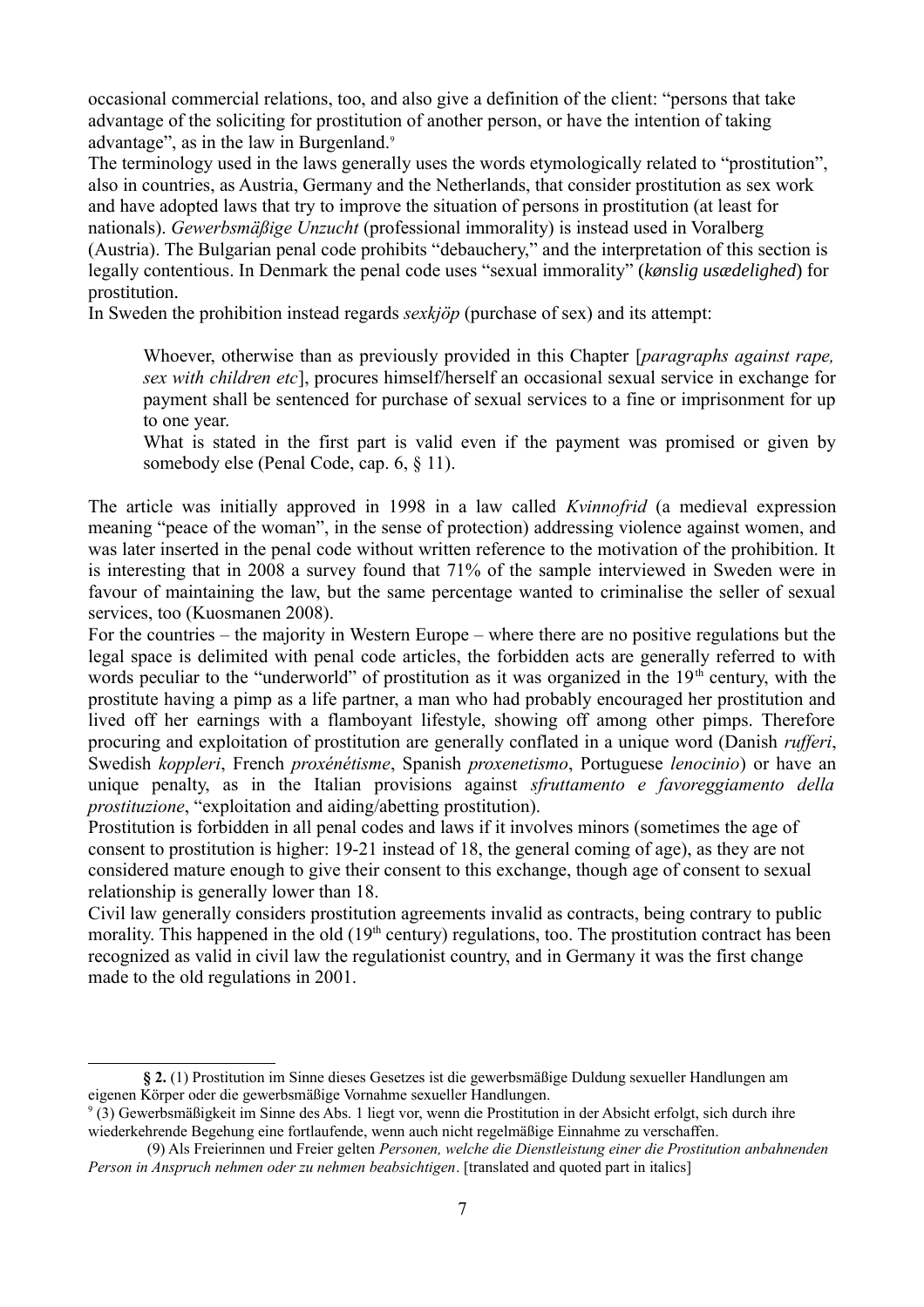occasional commercial relations, too, and also give a definition of the client: "persons that take advantage of the soliciting for prostitution of another person, or have the intention of taking advantage", as in the law in Burgenland.[9]

The terminology used in the laws generally uses the words etymologically related to "prostitution", also in countries, as Austria, Germany and the Netherlands, that consider prostitution as sex work and have adopted laws that try to improve the situation of persons in prostitution (at least for nationals). *Gewerbsmäßige Unzucht* (professional immorality) is instead used in Voralberg (Austria). The Bulgarian penal code prohibits "debauchery," and the interpretation of this section is legally contentious. In Denmark the penal code uses "sexual immorality" (*kønslig usædelighed*) for prostitution.

In Sweden the prohibition instead regards *sexkjöp* (purchase of sex) and its attempt:

> Whoever, otherwise than as previously provided in this Chapter [*paragraphs against rape, sex with children etc*], procures himself/herself an occasional sexual service in exchange for payment shall be sentenced for purchase of sexual services to a fine or imprisonment for up to one year.
>
> What is stated in the first part is valid even if the payment was promised or given by somebody else (Penal Code, cap. 6, § 11).

The article was initially approved in 1998 in a law called *Kvinnofrid* (a medieval expression meaning "peace of the woman", in the sense of protection) addressing violence against women, and was later inserted in the penal code without written reference to the motivation of the prohibition. It is interesting that in 2008 a survey found that 71% of the sample interviewed in Sweden were in favour of maintaining the law, but the same percentage wanted to criminalise the seller of sexual services, too (Kuosmanen 2008).

For the countries – the majority in Western Europe – where there are no positive regulations but the legal space is delimited with penal code articles, the forbidden acts are generally referred to with words peculiar to the "underworld" of prostitution as it was organized in the 19th century, with the prostitute having a pimp as a life partner, a man who had probably encouraged her prostitution and lived off her earnings with a flamboyant lifestyle, showing off among other pimps. Therefore procuring and exploitation of prostitution are generally conflated in a unique word (Danish *rufferi*, Swedish *koppleri*, French *proxénétisme*, Spanish *proxenetismo*, Portuguese *lenocinio*) or have an unique penalty, as in the Italian provisions against *sfruttamento e favoreggiamento della prostituzione*, "exploitation and aiding/abetting prostitution).

Prostitution is forbidden in all penal codes and laws if it involves minors (sometimes the age of consent to prostitution is higher: 19-21 instead of 18, the general coming of age), as they are not considered mature enough to give their consent to this exchange, though age of consent to sexual relationship is generally lower than 18.

Civil law generally considers prostitution agreements invalid as contracts, being contrary to public morality. This happened in the old (19th century) regulations, too. The prostitution contract has been recognized as valid in civil law the regulationist country, and in Germany it was the first change made to the old regulations in 2001.

---

**§ 2.** (1) Prostitution im Sinne dieses Gesetzes ist die gewerbsmäßige Duldung sexueller Handlungen am eigenen Körper oder die gewerbsmäßige Vornahme sexueller Handlungen.

[9] (3) Gewerbsmäßigkeit im Sinne des Abs. 1 liegt vor, wenn die Prostitution in der Absicht erfolgt, sich durch ihre wiederkehrende Begehung eine fortlaufende, wenn auch nicht regelmäßige Einnahme zu verschaffen.

(9) Als Freierinnen und Freier gelten *Personen, welche die Dienstleistung einer die Prostitution anbahnenden Person in Anspruch nehmen oder zu nehmen beabsichtigen*. [translated and quoted part in italics]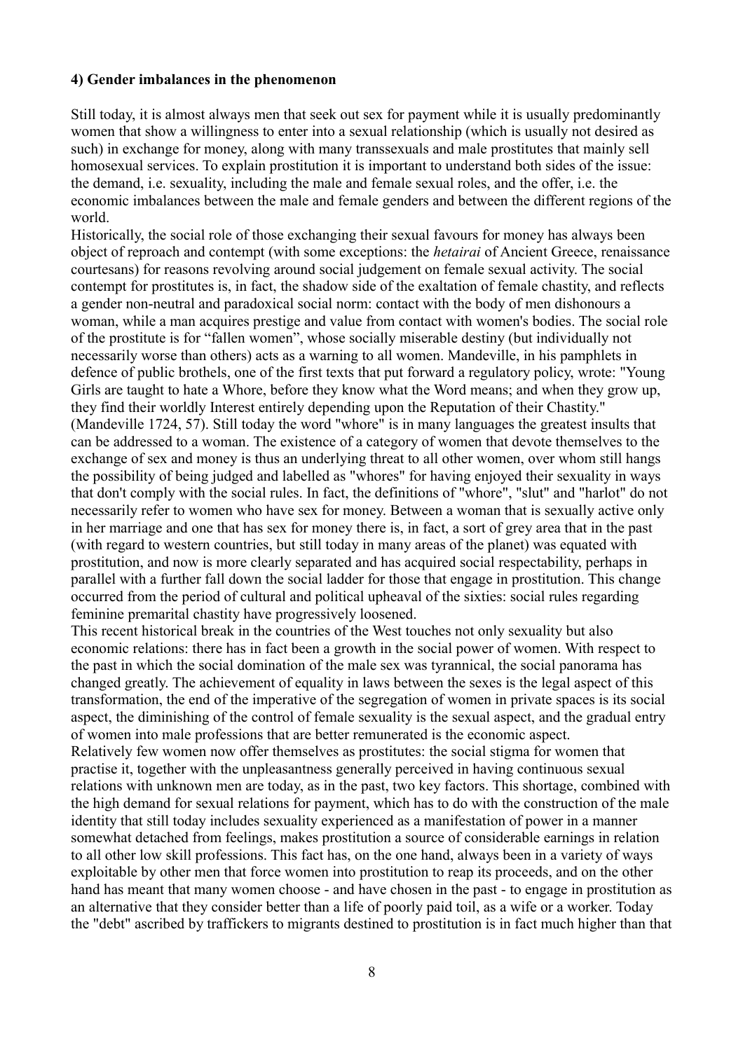#### 4) Gender imbalances in the phenomenon

Still today, it is almost always men that seek out sex for payment while it is usually predominantly women that show a willingness to enter into a sexual relationship (which is usually not desired as such) in exchange for money, along with many transsexuals and male prostitutes that mainly sell homosexual services. To explain prostitution it is important to understand both sides of the issue: the demand, i.e. sexuality, including the male and female sexual roles, and the offer, i.e. the economic imbalances between the male and female genders and between the different regions of the world.

Historically, the social role of those exchanging their sexual favours for money has always been object of reproach and contempt (with some exceptions: the *hetairai* of Ancient Greece, renaissance courtesans) for reasons revolving around social judgement on female sexual activity. The social contempt for prostitutes is, in fact, the shadow side of the exaltation of female chastity, and reflects a gender non-neutral and paradoxical social norm: contact with the body of men dishonours a woman, while a man acquires prestige and value from contact with women's bodies. The social role of the prostitute is for "fallen women", whose socially miserable destiny (but individually not necessarily worse than others) acts as a warning to all women. Mandeville, in his pamphlets in defence of public brothels, one of the first texts that put forward a regulatory policy, wrote: "Young Girls are taught to hate a Whore, before they know what the Word means; and when they grow up, they find their worldly Interest entirely depending upon the Reputation of their Chastity." (Mandeville 1724, 57). Still today the word "whore" is in many languages the greatest insults that can be addressed to a woman. The existence of a category of women that devote themselves to the exchange of sex and money is thus an underlying threat to all other women, over whom still hangs the possibility of being judged and labelled as "whores" for having enjoyed their sexuality in ways that don't comply with the social rules. In fact, the definitions of "whore", "slut" and "harlot" do not necessarily refer to women who have sex for money. Between a woman that is sexually active only in her marriage and one that has sex for money there is, in fact, a sort of grey area that in the past (with regard to western countries, but still today in many areas of the planet) was equated with prostitution, and now is more clearly separated and has acquired social respectability, perhaps in parallel with a further fall down the social ladder for those that engage in prostitution. This change occurred from the period of cultural and political upheaval of the sixties: social rules regarding feminine premarital chastity have progressively loosened.

This recent historical break in the countries of the West touches not only sexuality but also economic relations: there has in fact been a growth in the social power of women. With respect to the past in which the social domination of the male sex was tyrannical, the social panorama has changed greatly. The achievement of equality in laws between the sexes is the legal aspect of this transformation, the end of the imperative of the segregation of women in private spaces is its social aspect, the diminishing of the control of female sexuality is the sexual aspect, and the gradual entry of women into male professions that are better remunerated is the economic aspect.

Relatively few women now offer themselves as prostitutes: the social stigma for women that practise it, together with the unpleasantness generally perceived in having continuous sexual relations with unknown men are today, as in the past, two key factors. This shortage, combined with the high demand for sexual relations for payment, which has to do with the construction of the male identity that still today includes sexuality experienced as a manifestation of power in a manner somewhat detached from feelings, makes prostitution a source of considerable earnings in relation to all other low skill professions. This fact has, on the one hand, always been in a variety of ways exploitable by other men that force women into prostitution to reap its proceeds, and on the other hand has meant that many women choose - and have chosen in the past - to engage in prostitution as an alternative that they consider better than a life of poorly paid toil, as a wife or a worker. Today the "debt" ascribed by traffickers to migrants destined to prostitution is in fact much higher than that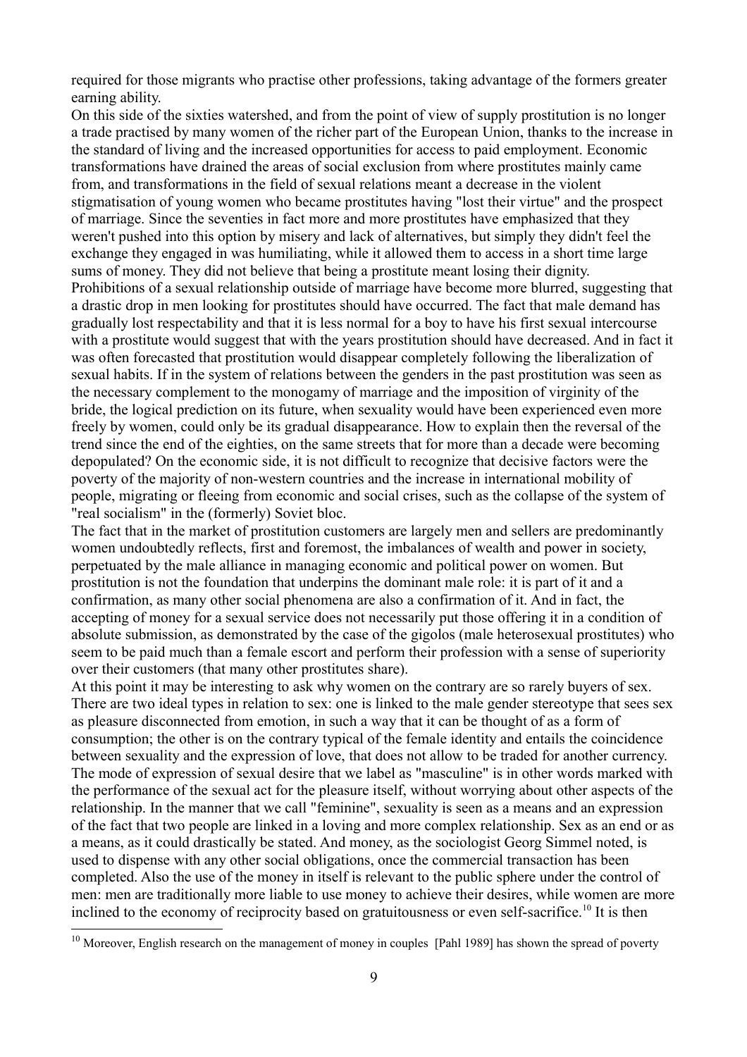required for those migrants who practise other professions, taking advantage of the formers greater earning ability.

On this side of the sixties watershed, and from the point of view of supply prostitution is no longer a trade practised by many women of the richer part of the European Union, thanks to the increase in the standard of living and the increased opportunities for access to paid employment. Economic transformations have drained the areas of social exclusion from where prostitutes mainly came from, and transformations in the field of sexual relations meant a decrease in the violent stigmatisation of young women who became prostitutes having "lost their virtue" and the prospect of marriage. Since the seventies in fact more and more prostitutes have emphasized that they weren't pushed into this option by misery and lack of alternatives, but simply they didn't feel the exchange they engaged in was humiliating, while it allowed them to access in a short time large sums of money. They did not believe that being a prostitute meant losing their dignity.

Prohibitions of a sexual relationship outside of marriage have become more blurred, suggesting that a drastic drop in men looking for prostitutes should have occurred. The fact that male demand has gradually lost respectability and that it is less normal for a boy to have his first sexual intercourse with a prostitute would suggest that with the years prostitution should have decreased. And in fact it was often forecasted that prostitution would disappear completely following the liberalization of sexual habits. If in the system of relations between the genders in the past prostitution was seen as the necessary complement to the monogamy of marriage and the imposition of virginity of the bride, the logical prediction on its future, when sexuality would have been experienced even more freely by women, could only be its gradual disappearance. How to explain then the reversal of the trend since the end of the eighties, on the same streets that for more than a decade were becoming depopulated? On the economic side, it is not difficult to recognize that decisive factors were the poverty of the majority of non-western countries and the increase in international mobility of people, migrating or fleeing from economic and social crises, such as the collapse of the system of "real socialism" in the (formerly) Soviet bloc.

The fact that in the market of prostitution customers are largely men and sellers are predominantly women undoubtedly reflects, first and foremost, the imbalances of wealth and power in society, perpetuated by the male alliance in managing economic and political power on women. But prostitution is not the foundation that underpins the dominant male role: it is part of it and a confirmation, as many other social phenomena are also a confirmation of it. And in fact, the accepting of money for a sexual service does not necessarily put those offering it in a condition of absolute submission, as demonstrated by the case of the gigolos (male heterosexual prostitutes) who seem to be paid much than a female escort and perform their profession with a sense of superiority over their customers (that many other prostitutes share).

At this point it may be interesting to ask why women on the contrary are so rarely buyers of sex. There are two ideal types in relation to sex: one is linked to the male gender stereotype that sees sex as pleasure disconnected from emotion, in such a way that it can be thought of as a form of consumption; the other is on the contrary typical of the female identity and entails the coincidence between sexuality and the expression of love, that does not allow to be traded for another currency. The mode of expression of sexual desire that we label as "masculine" is in other words marked with the performance of the sexual act for the pleasure itself, without worrying about other aspects of the relationship. In the manner that we call "feminine", sexuality is seen as a means and an expression of the fact that two people are linked in a loving and more complex relationship. Sex as an end or as a means, as it could drastically be stated. And money, as the sociologist Georg Simmel noted, is used to dispense with any other social obligations, once the commercial transaction has been completed. Also the use of the money in itself is relevant to the public sphere under the control of men: men are traditionally more liable to use money to achieve their desires, while women are more inclined to the economy of reciprocity based on gratuitousness or even self-sacrifice.[10] It is then

[10] Moreover, English research on the management of money in couples [Pahl 1989] has shown the spread of poverty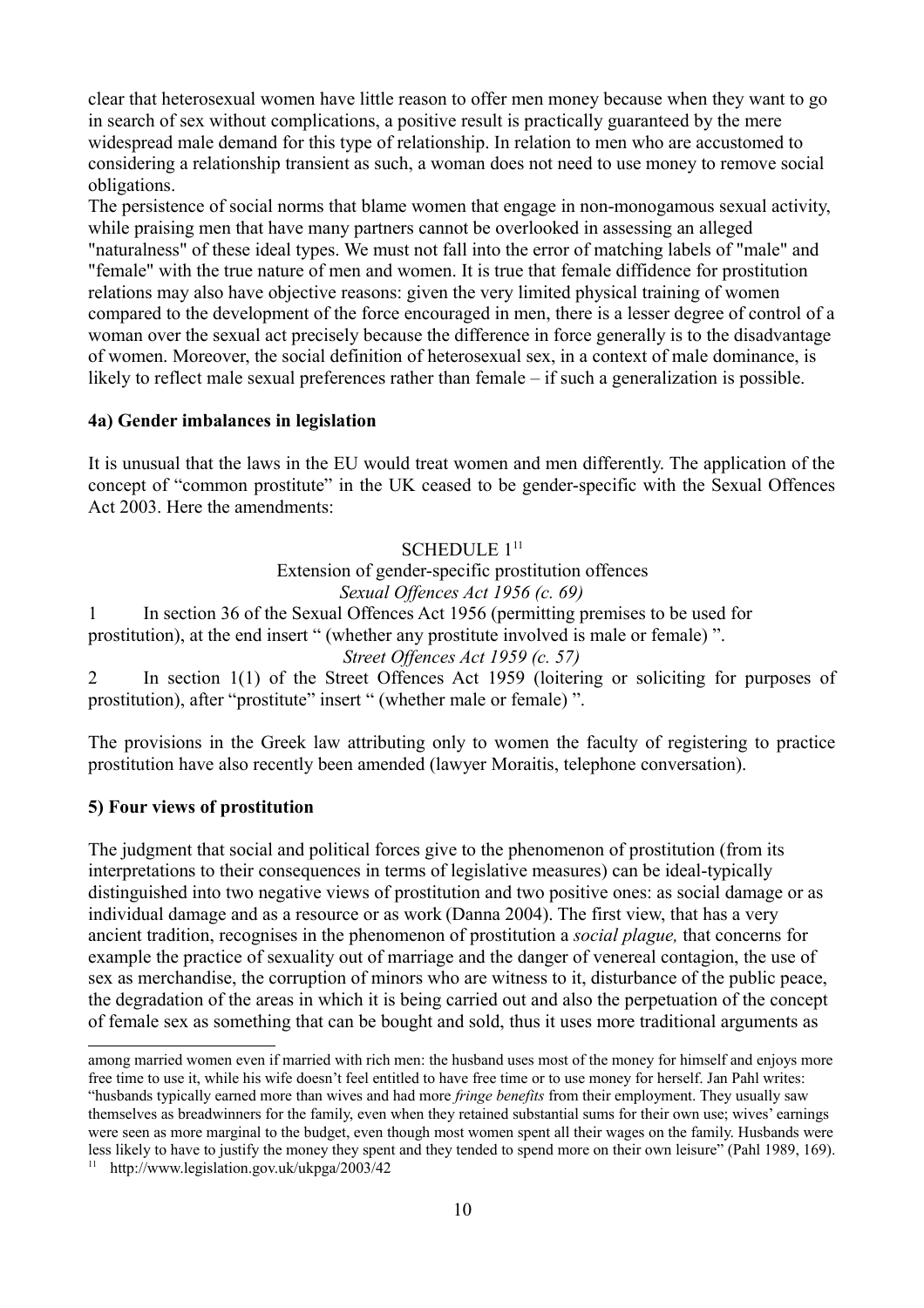clear that heterosexual women have little reason to offer men money because when they want to go in search of sex without complications, a positive result is practically guaranteed by the mere widespread male demand for this type of relationship. In relation to men who are accustomed to considering a relationship transient as such, a woman does not need to use money to remove social obligations.

The persistence of social norms that blame women that engage in non-monogamous sexual activity, while praising men that have many partners cannot be overlooked in assessing an alleged "naturalness" of these ideal types. We must not fall into the error of matching labels of "male" and "female" with the true nature of men and women. It is true that female diffidence for prostitution relations may also have objective reasons: given the very limited physical training of women compared to the development of the force encouraged in men, there is a lesser degree of control of a woman over the sexual act precisely because the difference in force generally is to the disadvantage of women. Moreover, the social definition of heterosexual sex, in a context of male dominance, is likely to reflect male sexual preferences rather than female – if such a generalization is possible.

### 4a) Gender imbalances in legislation

It is unusual that the laws in the EU would treat women and men differently. The application of the concept of "common prostitute" in the UK ceased to be gender-specific with the Sexual Offences Act 2003. Here the amendments:

SCHEDULE 1[11]

Extension of gender-specific prostitution offences

*Sexual Offences Act 1956 (c. 69)*

1 In section 36 of the Sexual Offences Act 1956 (permitting premises to be used for prostitution), at the end insert " (whether any prostitute involved is male or female) ".

*Street Offences Act 1959 (c. 57)*

2 In section 1(1) of the Street Offences Act 1959 (loitering or soliciting for purposes of prostitution), after "prostitute" insert " (whether male or female) ".

The provisions in the Greek law attributing only to women the faculty of registering to practice prostitution have also recently been amended (lawyer Moraitis, telephone conversation).

### 5) Four views of prostitution

The judgment that social and political forces give to the phenomenon of prostitution (from its interpretations to their consequences in terms of legislative measures) can be ideal-typically distinguished into two negative views of prostitution and two positive ones: as social damage or as individual damage and as a resource or as work (Danna 2004). The first view, that has a very ancient tradition, recognises in the phenomenon of prostitution a *social plague,* that concerns for example the practice of sexuality out of marriage and the danger of venereal contagion, the use of sex as merchandise, the corruption of minors who are witness to it, disturbance of the public peace, the degradation of the areas in which it is being carried out and also the perpetuation of the concept of female sex as something that can be bought and sold, thus it uses more traditional arguments as

---

among married women even if married with rich men: the husband uses most of the money for himself and enjoys more free time to use it, while his wife doesn't feel entitled to have free time or to use money for herself. Jan Pahl writes: "husbands typically earned more than wives and had more *fringe benefits* from their employment. They usually saw themselves as breadwinners for the family, even when they retained substantial sums for their own use; wives' earnings were seen as more marginal to the budget, even though most women spent all their wages on the family. Husbands were less likely to have to justify the money they spent and they tended to spend more on their own leisure" (Pahl 1989, 169).

[11] http://www.legislation.gov.uk/ukpga/2003/42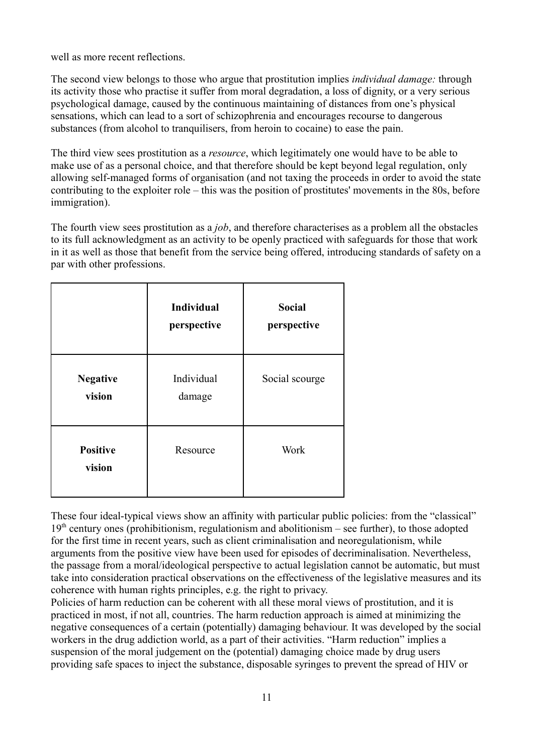well as more recent reflections.

The second view belongs to those who argue that prostitution implies *individual damage:* through its activity those who practise it suffer from moral degradation, a loss of dignity, or a very serious psychological damage, caused by the continuous maintaining of distances from one's physical sensations, which can lead to a sort of schizophrenia and encourages recourse to dangerous substances (from alcohol to tranquilisers, from heroin to cocaine) to ease the pain.

The third view sees prostitution as a *resource*, which legitimately one would have to be able to make use of as a personal choice, and that therefore should be kept beyond legal regulation, only allowing self-managed forms of organisation (and not taxing the proceeds in order to avoid the state contributing to the exploiter role – this was the position of prostitutes' movements in the 80s, before immigration).

The fourth view sees prostitution as a *job*, and therefore characterises as a problem all the obstacles to its full acknowledgment as an activity to be openly practiced with safeguards for those that work in it as well as those that benefit from the service being offered, introducing standards of safety on a par with other professions.

| | **Individual perspective** | **Social perspective** |
|---|---|---|
| **Negative vision** | Individual damage | Social scourge |
| **Positive vision** | Resource | Work |

These four ideal-typical views show an affinity with particular public policies: from the "classical" 19th century ones (prohibitionism, regulationism and abolitionism – see further), to those adopted for the first time in recent years, such as client criminalisation and neoregulationism, while arguments from the positive view have been used for episodes of decriminalisation. Nevertheless, the passage from a moral/ideological perspective to actual legislation cannot be automatic, but must take into consideration practical observations on the effectiveness of the legislative measures and its coherence with human rights principles, e.g. the right to privacy.

Policies of harm reduction can be coherent with all these moral views of prostitution, and it is practiced in most, if not all, countries. The harm reduction approach is aimed at minimizing the negative consequences of a certain (potentially) damaging behaviour. It was developed by the social workers in the drug addiction world, as a part of their activities. "Harm reduction" implies a suspension of the moral judgement on the (potential) damaging choice made by drug users providing safe spaces to inject the substance, disposable syringes to prevent the spread of HIV or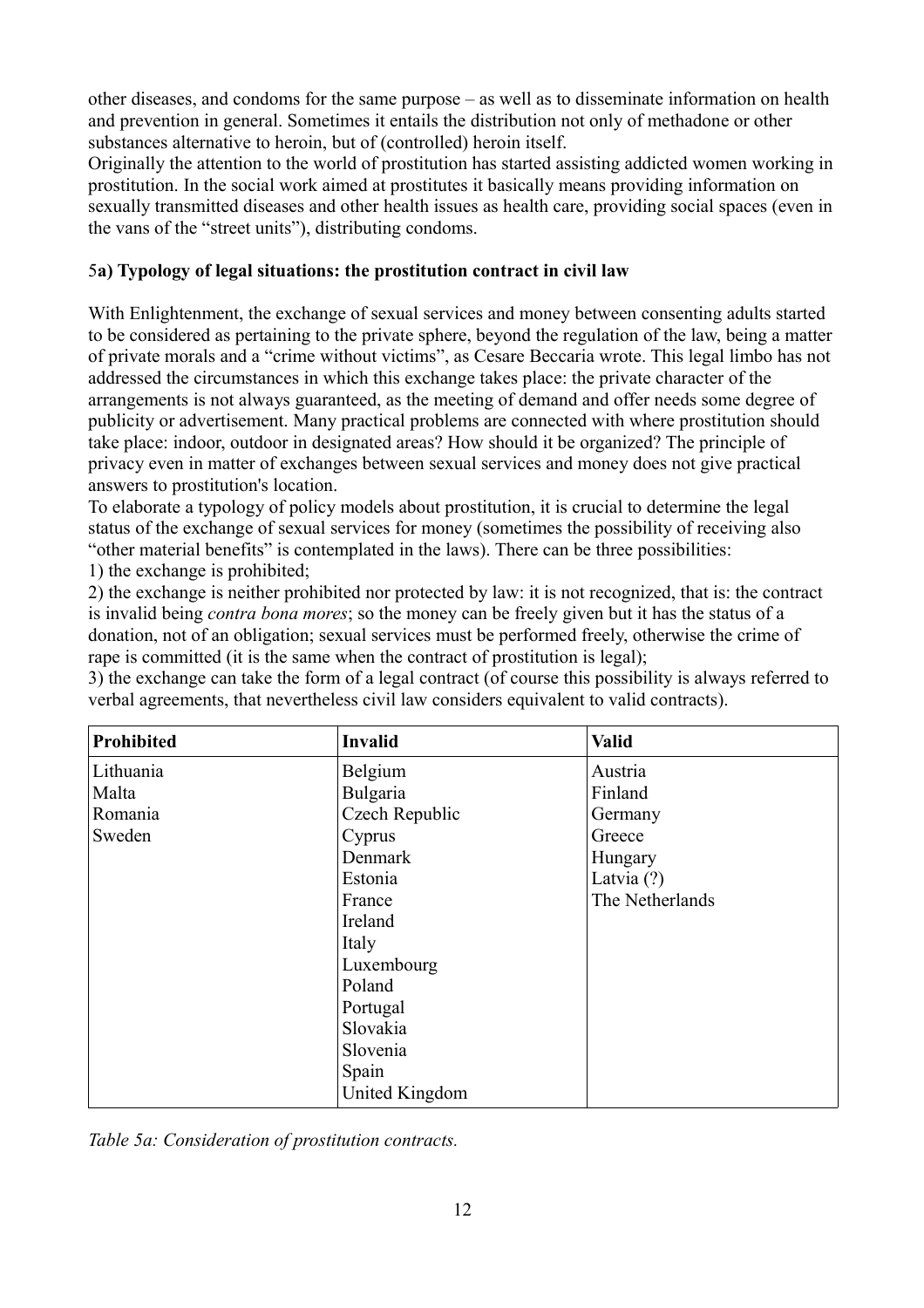other diseases, and condoms for the same purpose – as well as to disseminate information on health and prevention in general. Sometimes it entails the distribution not only of methadone or other substances alternative to heroin, but of (controlled) heroin itself.
Originally the attention to the world of prostitution has started assisting addicted women working in prostitution. In the social work aimed at prostitutes it basically means providing information on sexually transmitted diseases and other health issues as health care, providing social spaces (even in the vans of the "street units"), distributing condoms.

### 5a) Typology of legal situations: the prostitution contract in civil law

With Enlightenment, the exchange of sexual services and money between consenting adults started to be considered as pertaining to the private sphere, beyond the regulation of the law, being a matter of private morals and a "crime without victims", as Cesare Beccaria wrote. This legal limbo has not addressed the circumstances in which this exchange takes place: the private character of the arrangements is not always guaranteed, as the meeting of demand and offer needs some degree of publicity or advertisement. Many practical problems are connected with where prostitution should take place: indoor, outdoor in designated areas? How should it be organized? The principle of privacy even in matter of exchanges between sexual services and money does not give practical answers to prostitution's location.
To elaborate a typology of policy models about prostitution, it is crucial to determine the legal status of the exchange of sexual services for money (sometimes the possibility of receiving also "other material benefits" is contemplated in the laws). There can be three possibilities:
1) the exchange is prohibited;
2) the exchange is neither prohibited nor protected by law: it is not recognized, that is: the contract is invalid being *contra bona mores*; so the money can be freely given but it has the status of a donation, not of an obligation; sexual services must be performed freely, otherwise the crime of rape is committed (it is the same when the contract of prostitution is legal);
3) the exchange can take the form of a legal contract (of course this possibility is always referred to verbal agreements, that nevertheless civil law considers equivalent to valid contracts).

| **Prohibited** | **Invalid** | **Valid** |
|---|---|---|
| Lithuania | Belgium | Austria |
| Malta | Bulgaria | Finland |
| Romania | Czech Republic | Germany |
| Sweden | Cyprus | Greece |
| | Denmark | Hungary |
| | Estonia | Latvia (?) |
| | France | The Netherlands |
| | Ireland | |
| | Italy | |
| | Luxembourg | |
| | Poland | |
| | Portugal | |
| | Slovakia | |
| | Slovenia | |
| | Spain | |
| | United Kingdom | |

*Table 5a: Consideration of prostitution contracts.*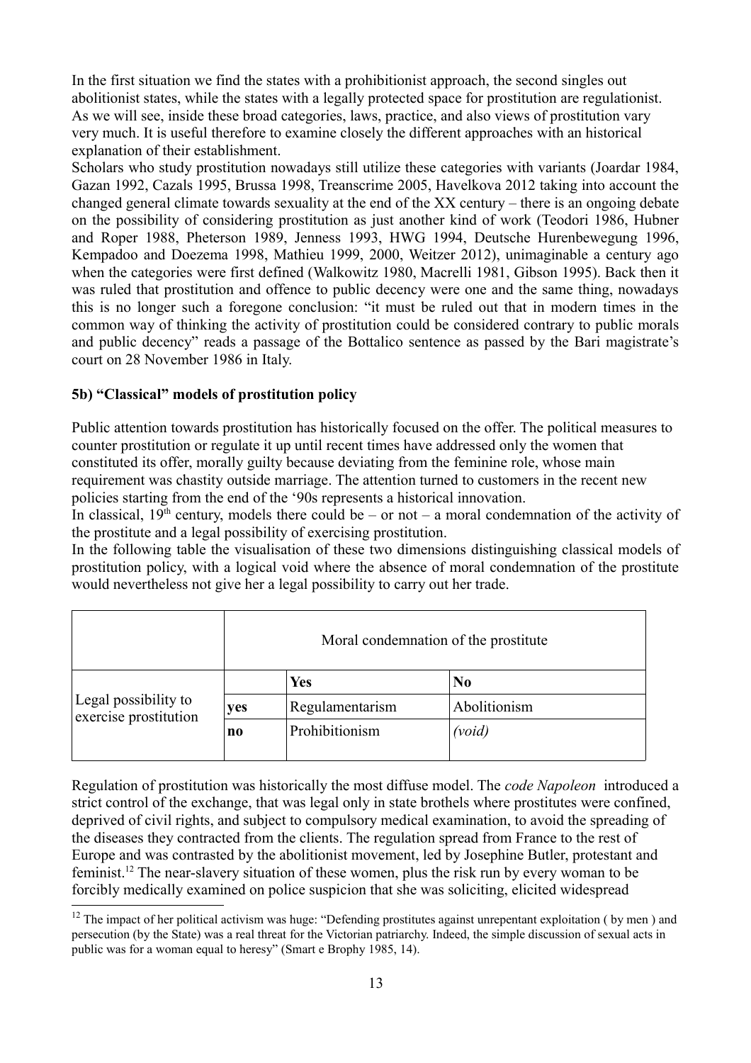In the first situation we find the states with a prohibitionist approach, the second singles out abolitionist states, while the states with a legally protected space for prostitution are regulationist. As we will see, inside these broad categories, laws, practice, and also views of prostitution vary very much. It is useful therefore to examine closely the different approaches with an historical explanation of their establishment.

Scholars who study prostitution nowadays still utilize these categories with variants (Joardar 1984, Gazan 1992, Cazals 1995, Brussa 1998, Treanscrime 2005, Havelkova 2012 taking into account the changed general climate towards sexuality at the end of the XX century – there is an ongoing debate on the possibility of considering prostitution as just another kind of work (Teodori 1986, Hubner and Roper 1988, Pheterson 1989, Jenness 1993, HWG 1994, Deutsche Hurenbewegung 1996, Kempadoo and Doezema 1998, Mathieu 1999, 2000, Weitzer 2012), unimaginable a century ago when the categories were first defined (Walkowitz 1980, Macrelli 1981, Gibson 1995). Back then it was ruled that prostitution and offence to public decency were one and the same thing, nowadays this is no longer such a foregone conclusion: "it must be ruled out that in modern times in the common way of thinking the activity of prostitution could be considered contrary to public morals and public decency" reads a passage of the Bottalico sentence as passed by the Bari magistrate's court on 28 November 1986 in Italy.

### 5b) "Classical" models of prostitution policy

Public attention towards prostitution has historically focused on the offer. The political measures to counter prostitution or regulate it up until recent times have addressed only the women that constituted its offer, morally guilty because deviating from the feminine role, whose main requirement was chastity outside marriage. The attention turned to customers in the recent new policies starting from the end of the '90s represents a historical innovation.

In classical, 19th century, models there could be – or not – a moral condemnation of the activity of the prostitute and a legal possibility of exercising prostitution.

In the following table the visualisation of these two dimensions distinguishing classical models of prostitution policy, with a logical void where the absence of moral condemnation of the prostitute would nevertheless not give her a legal possibility to carry out her trade.

| | | Moral condemnation of the prostitute | |
|---|---|---|---|
| | | **Yes** | **No** |
| Legal possibility to exercise prostitution | **yes** | Regulamentarism | Abolitionism |
| | **no** | Prohibitionism | *(void)* |

Regulation of prostitution was historically the most diffuse model. The *code Napoleon* introduced a strict control of the exchange, that was legal only in state brothels where prostitutes were confined, deprived of civil rights, and subject to compulsory medical examination, to avoid the spreading of the diseases they contracted from the clients. The regulation spread from France to the rest of Europe and was contrasted by the abolitionist movement, led by Josephine Butler, protestant and feminist.[12] The near-slavery situation of these women, plus the risk run by every woman to be forcibly medically examined on police suspicion that she was soliciting, elicited widespread

[12] The impact of her political activism was huge: "Defending prostitutes against unrepentant exploitation ( by men ) and persecution (by the State) was a real threat for the Victorian patriarchy. Indeed, the simple discussion of sexual acts in public was for a woman equal to heresy" (Smart e Brophy 1985, 14).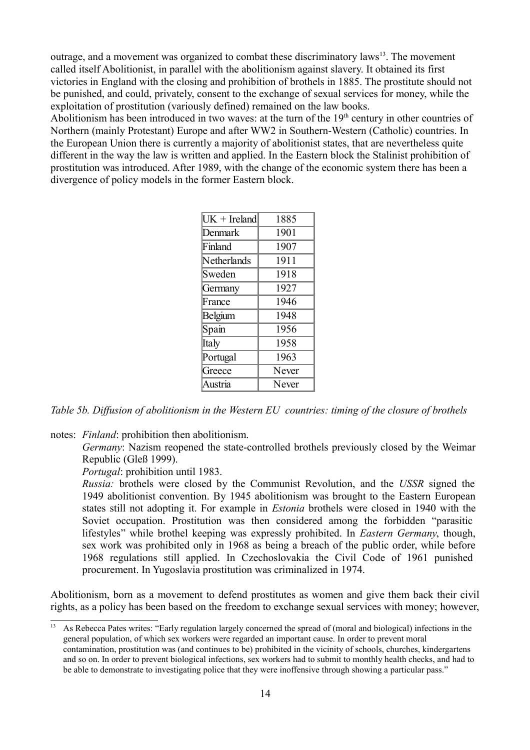outrage, and a movement was organized to combat these discriminatory laws[13]. The movement called itself Abolitionist, in parallel with the abolitionism against slavery. It obtained its first victories in England with the closing and prohibition of brothels in 1885. The prostitute should not be punished, and could, privately, consent to the exchange of sexual services for money, while the exploitation of prostitution (variously defined) remained on the law books.

Abolitionism has been introduced in two waves: at the turn of the 19th century in other countries of Northern (mainly Protestant) Europe and after WW2 in Southern-Western (Catholic) countries. In the European Union there is currently a majority of abolitionist states, that are nevertheless quite different in the way the law is written and applied. In the Eastern block the Stalinist prohibition of prostitution was introduced. After 1989, with the change of the economic system there has been a divergence of policy models in the former Eastern block.

| Country | Year |
|---|---|
| UK + Ireland | 1885 |
| Denmark | 1901 |
| Finland | 1907 |
| Netherlands | 1911 |
| Sweden | 1918 |
| Germany | 1927 |
| France | 1946 |
| Belgium | 1948 |
| Spain | 1956 |
| Italy | 1958 |
| Portugal | 1963 |
| Greece | Never |
| Austria | Never |

*Table 5b. Diffusion of abolitionism in the Western EU countries: timing of the closure of brothels*

notes: *Finland*: prohibition then abolitionism.

*Germany*: Nazism reopened the state-controlled brothels previously closed by the Weimar Republic (Gleß 1999).

*Portugal*: prohibition until 1983.

*Russia:* brothels were closed by the Communist Revolution, and the *USSR* signed the 1949 abolitionist convention. By 1945 abolitionism was brought to the Eastern European states still not adopting it. For example in *Estonia* brothels were closed in 1940 with the Soviet occupation. Prostitution was then considered among the forbidden "parasitic lifestyles" while brothel keeping was expressly prohibited. In *Eastern Germany*, though, sex work was prohibited only in 1968 as being a breach of the public order, while before 1968 regulations still applied. In Czechoslovakia the Civil Code of 1961 punished procurement. In Yugoslavia prostitution was criminalized in 1974.

Abolitionism, born as a movement to defend prostitutes as women and give them back their civil rights, as a policy has been based on the freedom to exchange sexual services with money; however,

[13] As Rebecca Pates writes: "Early regulation largely concerned the spread of (moral and biological) infections in the general population, of which sex workers were regarded an important cause. In order to prevent moral contamination, prostitution was (and continues to be) prohibited in the vicinity of schools, churches, kindergartens and so on. In order to prevent biological infections, sex workers had to submit to monthly health checks, and had to be able to demonstrate to investigating police that they were inoffensive through showing a particular pass."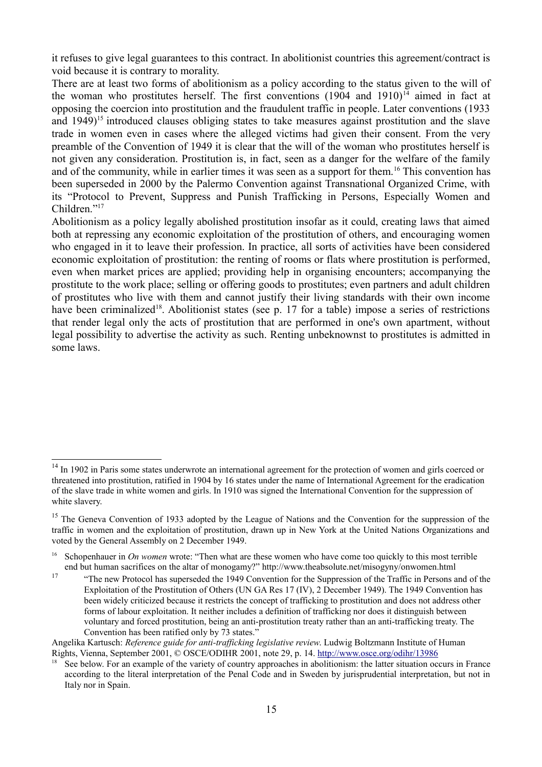it refuses to give legal guarantees to this contract. In abolitionist countries this agreement/contract is void because it is contrary to morality.

There are at least two forms of abolitionism as a policy according to the status given to the will of the woman who prostitutes herself. The first conventions (1904 and 1910)[14] aimed in fact at opposing the coercion into prostitution and the fraudulent traffic in people. Later conventions (1933 and 1949)[15] introduced clauses obliging states to take measures against prostitution and the slave trade in women even in cases where the alleged victims had given their consent. From the very preamble of the Convention of 1949 it is clear that the will of the woman who prostitutes herself is not given any consideration. Prostitution is, in fact, seen as a danger for the welfare of the family and of the community, while in earlier times it was seen as a support for them.[16] This convention has been superseded in 2000 by the Palermo Convention against Transnational Organized Crime, with its "Protocol to Prevent, Suppress and Punish Trafficking in Persons, Especially Women and Children."[17]

Abolitionism as a policy legally abolished prostitution insofar as it could, creating laws that aimed both at repressing any economic exploitation of the prostitution of others, and encouraging women who engaged in it to leave their profession. In practice, all sorts of activities have been considered economic exploitation of prostitution: the renting of rooms or flats where prostitution is performed, even when market prices are applied; providing help in organising encounters; accompanying the prostitute to the work place; selling or offering goods to prostitutes; even partners and adult children of prostitutes who live with them and cannot justify their living standards with their own income have been criminalized[18]. Abolitionist states (see p. 17 for a table) impose a series of restrictions that render legal only the acts of prostitution that are performed in one's own apartment, without legal possibility to advertise the activity as such. Renting unbeknownst to prostitutes is admitted in some laws.

---

[14] In 1902 in Paris some states underwrote an international agreement for the protection of women and girls coerced or threatened into prostitution, ratified in 1904 by 16 states under the name of International Agreement for the eradication of the slave trade in white women and girls. In 1910 was signed the International Convention for the suppression of white slavery.

[15] The Geneva Convention of 1933 adopted by the League of Nations and the Convention for the suppression of the traffic in women and the exploitation of prostitution, drawn up in New York at the United Nations Organizations and voted by the General Assembly on 2 December 1949.

[16] Schopenhauer in *On women* wrote: "Then what are these women who have come too quickly to this most terrible end but human sacrifices on the altar of monogamy?" http://www.theabsolute.net/misogyny/onwomen.html

[17] "The new Protocol has superseded the 1949 Convention for the Suppression of the Traffic in Persons and of the Exploitation of the Prostitution of Others (UN GA Res 17 (IV), 2 December 1949). The 1949 Convention has been widely criticized because it restricts the concept of trafficking to prostitution and does not address other forms of labour exploitation. It neither includes a definition of trafficking nor does it distinguish between voluntary and forced prostitution, being an anti-prostitution treaty rather than an anti-trafficking treaty. The Convention has been ratified only by 73 states."

Angelika Kartusch: *Reference guide for anti-trafficking legislative review.* Ludwig Boltzmann Institute of Human Rights, Vienna, September 2001, © OSCE/ODIHR 2001, note 29, p. 14. http://www.osce.org/odihr/13986

[18] See below. For an example of the variety of country approaches in abolitionism: the latter situation occurs in France according to the literal interpretation of the Penal Code and in Sweden by jurisprudential interpretation, but not in Italy nor in Spain.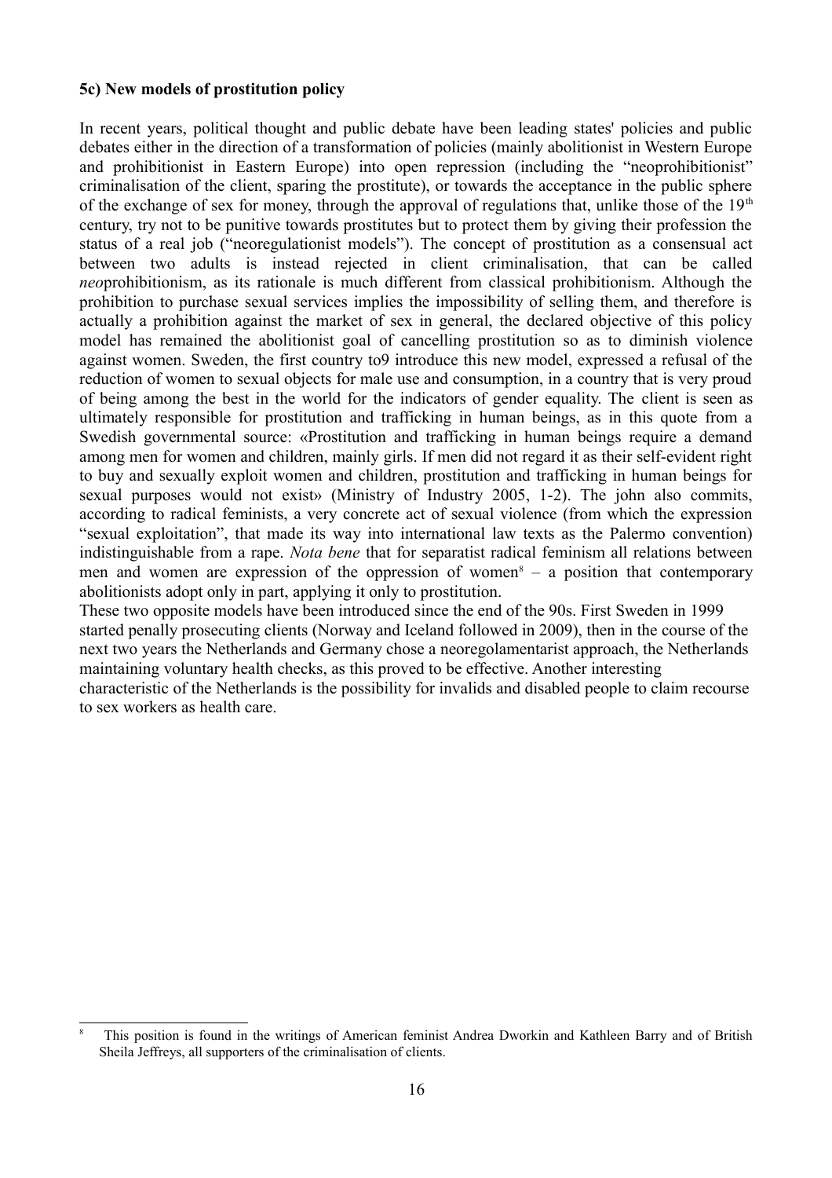**5c) New models of prostitution policy**

In recent years, political thought and public debate have been leading states' policies and public debates either in the direction of a transformation of policies (mainly abolitionist in Western Europe and prohibitionist in Eastern Europe) into open repression (including the "neoprohibitionist" criminalisation of the client, sparing the prostitute), or towards the acceptance in the public sphere of the exchange of sex for money, through the approval of regulations that, unlike those of the 19$^{th}$ century, try not to be punitive towards prostitutes but to protect them by giving their profession the status of a real job ("neoregulationist models"). The concept of prostitution as a consensual act between two adults is instead rejected in client criminalisation, that can be called *neo*prohibitionism, as its rationale is much different from classical prohibitionism. Although the prohibition to purchase sexual services implies the impossibility of selling them, and therefore is actually a prohibition against the market of sex in general, the declared objective of this policy model has remained the abolitionist goal of cancelling prostitution so as to diminish violence against women. Sweden, the first country to9 introduce this new model, expressed a refusal of the reduction of women to sexual objects for male use and consumption, in a country that is very proud of being among the best in the world for the indicators of gender equality. The client is seen as ultimately responsible for prostitution and trafficking in human beings, as in this quote from a Swedish governmental source: «Prostitution and trafficking in human beings require a demand among men for women and children, mainly girls. If men did not regard it as their self-evident right to buy and sexually exploit women and children, prostitution and trafficking in human beings for sexual purposes would not exist» (Ministry of Industry 2005, 1-2). The john also commits, according to radical feminists, a very concrete act of sexual violence (from which the expression "sexual exploitation", that made its way into international law texts as the Palermo convention) indistinguishable from a rape. *Nota bene* that for separatist radical feminism all relations between men and women are expression of the oppression of women[8] – a position that contemporary abolitionists adopt only in part, applying it only to prostitution.

These two opposite models have been introduced since the end of the 90s. First Sweden in 1999 started penally prosecuting clients (Norway and Iceland followed in 2009), then in the course of the next two years the Netherlands and Germany chose a neoregolamentarist approach, the Netherlands maintaining voluntary health checks, as this proved to be effective. Another interesting characteristic of the Netherlands is the possibility for invalids and disabled people to claim recourse to sex workers as health care.

---

[8] This position is found in the writings of American feminist Andrea Dworkin and Kathleen Barry and of British Sheila Jeffreys, all supporters of the criminalisation of clients.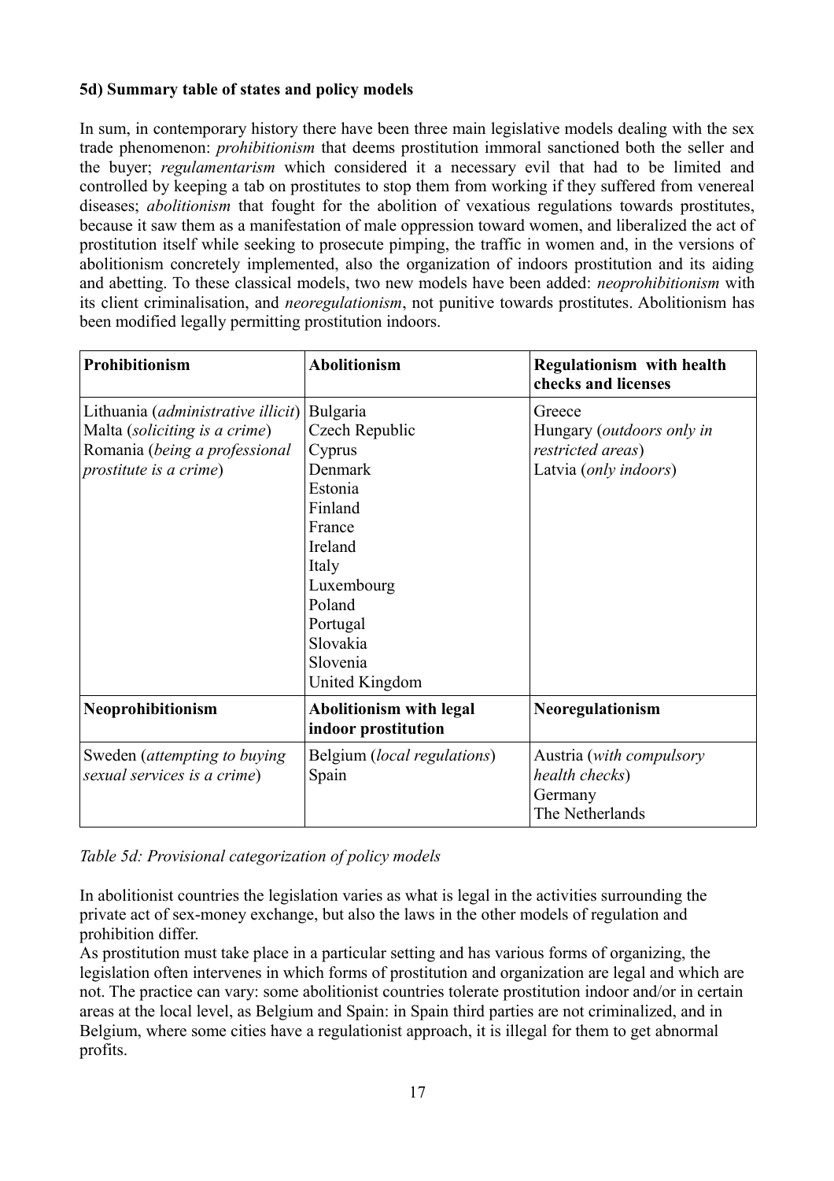**5d) Summary table of states and policy models**

In sum, in contemporary history there have been three main legislative models dealing with the sex trade phenomenon: *prohibitionism* that deems prostitution immoral sanctioned both the seller and the buyer; *regulamentarism* which considered it a necessary evil that had to be limited and controlled by keeping a tab on prostitutes to stop them from working if they suffered from venereal diseases; *abolitionism* that fought for the abolition of vexatious regulations towards prostitutes, because it saw them as a manifestation of male oppression toward women, and liberalized the act of prostitution itself while seeking to prosecute pimping, the traffic in women and, in the versions of abolitionism concretely implemented, also the organization of indoors prostitution and its aiding and abetting. To these classical models, two new models have been added: *neoprohibitionism* with its client criminalisation, and *neoregulationism*, not punitive towards prostitutes. Abolitionism has been modified legally permitting prostitution indoors.

| **Prohibitionism** | **Abolitionism** | **Regulationism with health checks and licenses** |
|---|---|---|
| Lithuania (*administrative illicit*)<br>Malta (*soliciting is a crime*)<br>Romania (*being a professional prostitute is a crime*) | Bulgaria<br>Czech Republic<br>Cyprus<br>Denmark<br>Estonia<br>Finland<br>France<br>Ireland<br>Italy<br>Luxembourg<br>Poland<br>Portugal<br>Slovakia<br>Slovenia<br>United Kingdom | Greece<br>Hungary (*outdoors only in restricted areas*)<br>Latvia (*only indoors*) |
| **Neoprohibitionism** | **Abolitionism with legal indoor prostitution** | **Neoregulationism** |
| Sweden (*attempting to buying sexual services is a crime*) | Belgium (*local regulations*)<br>Spain | Austria (*with compulsory health checks*)<br>Germany<br>The Netherlands |

*Table 5d: Provisional categorization of policy models*

In abolitionist countries the legislation varies as what is legal in the activities surrounding the private act of sex-money exchange, but also the laws in the other models of regulation and prohibition differ.
As prostitution must take place in a particular setting and has various forms of organizing, the legislation often intervenes in which forms of prostitution and organization are legal and which are not. The practice can vary: some abolitionist countries tolerate prostitution indoor and/or in certain areas at the local level, as Belgium and Spain: in Spain third parties are not criminalized, and in Belgium, where some cities have a regulationist approach, it is illegal for them to get abnormal profits.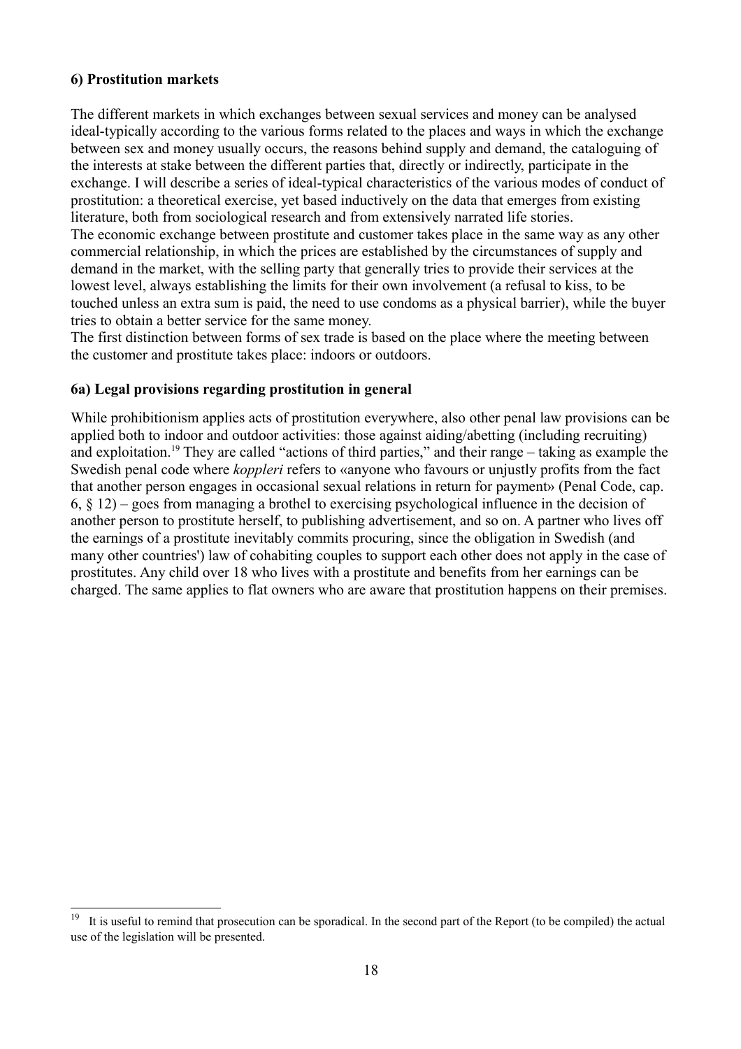### 6) Prostitution markets

The different markets in which exchanges between sexual services and money can be analysed ideal-typically according to the various forms related to the places and ways in which the exchange between sex and money usually occurs, the reasons behind supply and demand, the cataloguing of the interests at stake between the different parties that, directly or indirectly, participate in the exchange. I will describe a series of ideal-typical characteristics of the various modes of conduct of prostitution: a theoretical exercise, yet based inductively on the data that emerges from existing literature, both from sociological research and from extensively narrated life stories.

The economic exchange between prostitute and customer takes place in the same way as any other commercial relationship, in which the prices are established by the circumstances of supply and demand in the market, with the selling party that generally tries to provide their services at the lowest level, always establishing the limits for their own involvement (a refusal to kiss, to be touched unless an extra sum is paid, the need to use condoms as a physical barrier), while the buyer tries to obtain a better service for the same money.

The first distinction between forms of sex trade is based on the place where the meeting between the customer and prostitute takes place: indoors or outdoors.

### 6a) Legal provisions regarding prostitution in general

While prohibitionism applies acts of prostitution everywhere, also other penal law provisions can be applied both to indoor and outdoor activities: those against aiding/abetting (including recruiting) and exploitation.[19] They are called "actions of third parties," and their range – taking as example the Swedish penal code where *koppleri* refers to «anyone who favours or unjustly profits from the fact that another person engages in occasional sexual relations in return for payment» (Penal Code, cap. 6, § 12) – goes from managing a brothel to exercising psychological influence in the decision of another person to prostitute herself, to publishing advertisement, and so on. A partner who lives off the earnings of a prostitute inevitably commits procuring, since the obligation in Swedish (and many other countries') law of cohabiting couples to support each other does not apply in the case of prostitutes. Any child over 18 who lives with a prostitute and benefits from her earnings can be charged. The same applies to flat owners who are aware that prostitution happens on their premises.

---

[19] It is useful to remind that prosecution can be sporadical. In the second part of the Report (to be compiled) the actual use of the legislation will be presented.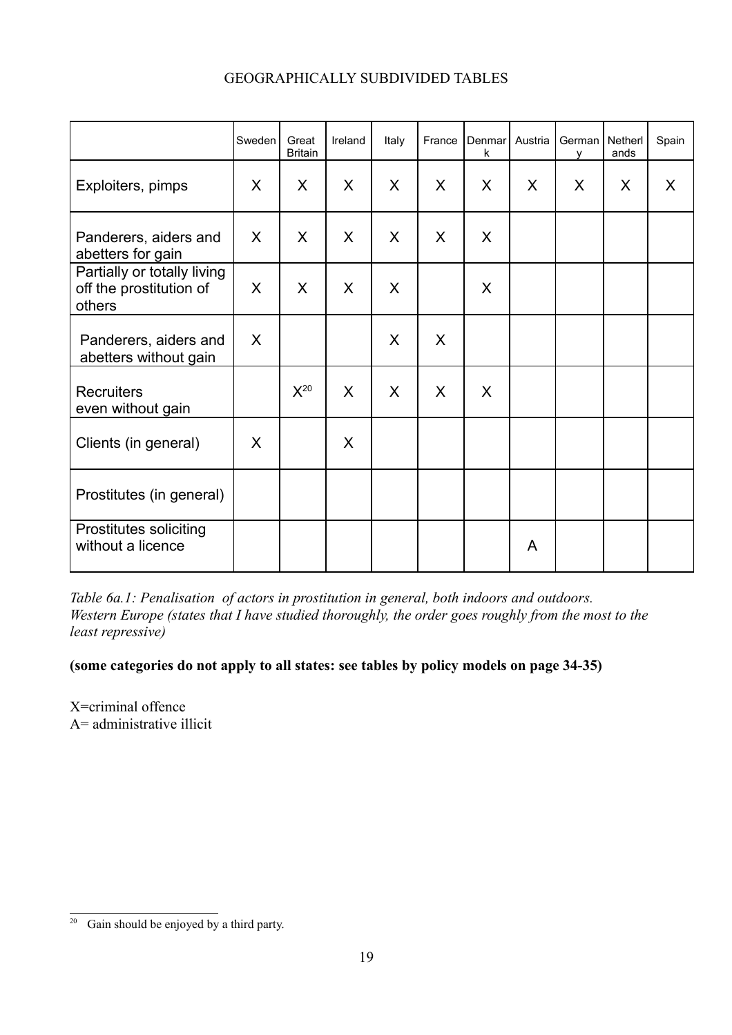GEOGRAPHICALLY SUBDIVIDED TABLES

| | Sweden | Great Britain | Ireland | Italy | France | Denmark | Austria | Germany | Netherlands | Spain |
|---|---|---|---|---|---|---|---|---|---|---|
| Exploiters, pimps | X | X | X | X | X | X | X | X | X | X |
| Panderers, aiders and abetters for gain | X | X | X | X | X | X | | | | |
| Partially or totally living off the prostitution of others | X | X | X | X | | X | | | | |
| Panderers, aiders and abetters without gain | X | | | X | X | | | | | |
| Recruiters even without gain | | X[20] | X | X | X | X | | | | |
| Clients (in general) | X | | X | | | | | | | |
| Prostitutes (in general) | | | | | | | | | | |
| Prostitutes soliciting without a licence | | | | | | | A | | | |

*Table 6a.1: Penalisation of actors in prostitution in general, both indoors and outdoors. Western Europe (states that I have studied thoroughly, the order goes roughly from the most to the least repressive)*

**(some categories do not apply to all states: see tables by policy models on page 34-35)**

X=criminal offence
A= administrative illicit

[20] Gain should be enjoyed by a third party.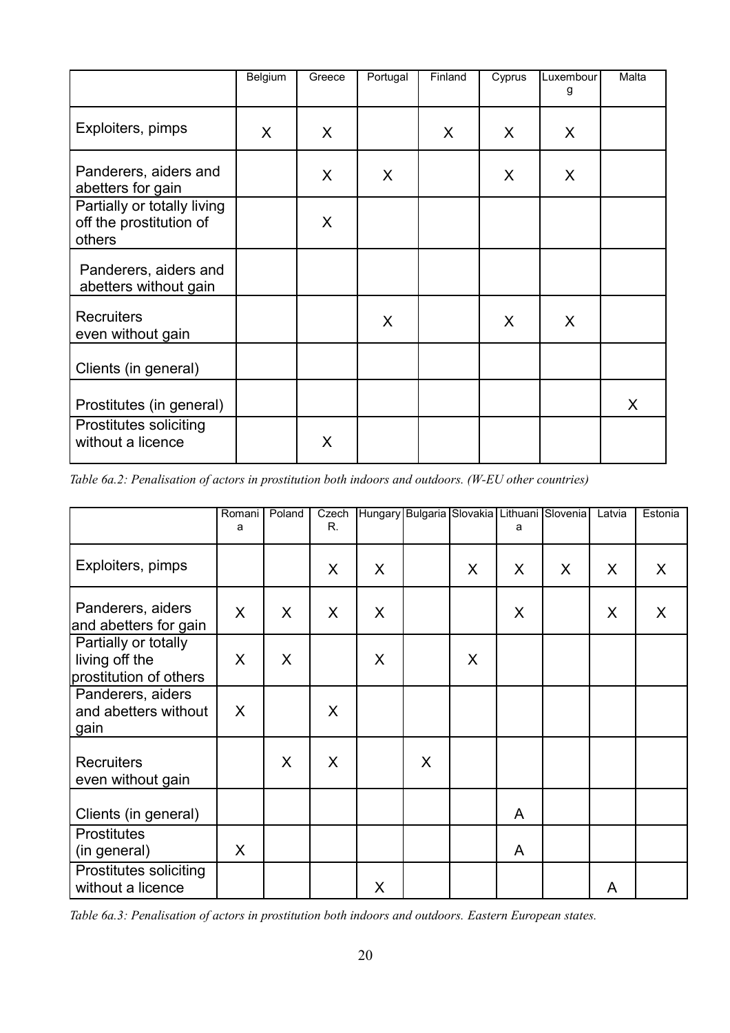| | Belgium | Greece | Portugal | Finland | Cyprus | Luxembourg | Malta |
|---|---|---|---|---|---|---|---|
| Exploiters, pimps | X | X | | X | X | X | |
| Panderers, aiders and abetters for gain | | X | X | | X | X | |
| Partially or totally living off the prostitution of others | | X | | | | | |
| Panderers, aiders and abetters without gain | | | | | | | |
| Recruiters even without gain | | | X | | X | X | |
| Clients (in general) | | | | | | | |
| Prostitutes (in general) | | | | | | | X |
| Prostitutes soliciting without a licence | | X | | | | | |

*Table 6a.2: Penalisation of actors in prostitution both indoors and outdoors. (W-EU other countries)*

| | Romania | Poland | Czech R. | Hungary | Bulgaria | Slovakia | Lithuania | Slovenia | Latvia | Estonia |
|---|---|---|---|---|---|---|---|---|---|---|
| Exploiters, pimps | | | X | X | | X | X | X | X | X |
| Panderers, aiders and abetters for gain | X | X | X | X | | | X | | X | X |
| Partially or totally living off the prostitution of others | X | X | | X | | X | | | | |
| Panderers, aiders and abetters without gain | X | | X | | | | | | | |
| Recruiters even without gain | | X | X | | X | | | | | |
| Clients (in general) | | | | | | | A | | | |
| Prostitutes (in general) | X | | | | | | A | | | |
| Prostitutes soliciting without a licence | | | | X | | | | | A | |

*Table 6a.3: Penalisation of actors in prostitution both indoors and outdoors. Eastern European states.*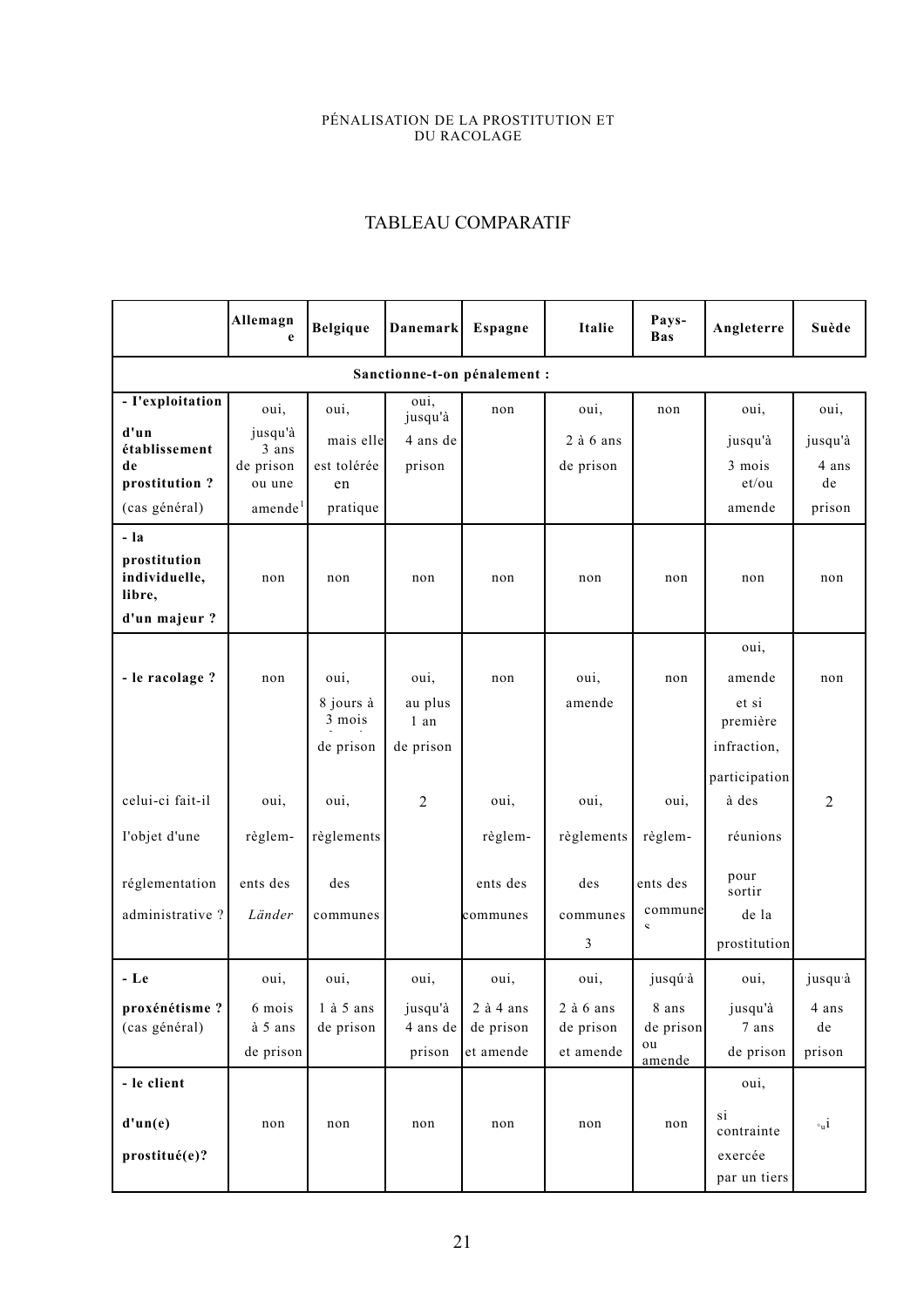PÉNALISATION DE LA PROSTITUTION ET DU RACOLAGE

## TABLEAU COMPARATIF

| | Allemagne | Belgique | Danemark | Espagne | Italie | Pays-Bas | Angleterre | Suède |
|---|---|---|---|---|---|---|---|---|
| **Sanctionne-t-on pénalement :** | | | | | | | | |
| **- l'exploitation d'un établissement de prostitution ?** (cas général) | oui, jusqu'à 3 ans de prison ou une amende[1] | oui, mais elle est tolérée en pratique | oui, jusqu'à 4 ans de prison | non | oui, 2 à 6 ans de prison | non | oui, jusqu'à 3 mois et/ou amende | oui, jusqu'à 4 ans de prison |
| **- la prostitution individuelle, libre, d'un majeur ?** | non | non | non | non | non | non | non | non |
| **- le racolage ?** | non | oui, 8 jours à 3 mois de prison | oui, au plus 1 an de prison | non | oui, amende | non | oui, amende et si première infraction, participation à des réunions pour sortir de la prostitution | non |
| celui-ci fait-il l'objet d'une réglementation administrative ? | oui, règlements des *Länder* | oui, règlements des communes | 2 | oui, règlements des communes | oui, règlements des communes 3 | oui, règlements des communes | | 2 |
| **- Le proxénétisme ?** (cas général) | oui, 6 mois à 5 ans de prison | oui, 1 à 5 ans de prison | oui, jusqu'à 4 ans de prison | oui, 2 à 4 ans de prison et amende | oui, 2 à 6 ans de prison et amende | jusqu'à 8 ans de prison ou amende | oui, jusqu'à 7 ans de prison | jusqu'à 4 ans de prison |
| **- le client d'un(e) prostitué(e)?** | non | non | non | non | non | non | oui, si contrainte exercée par un tiers | oui |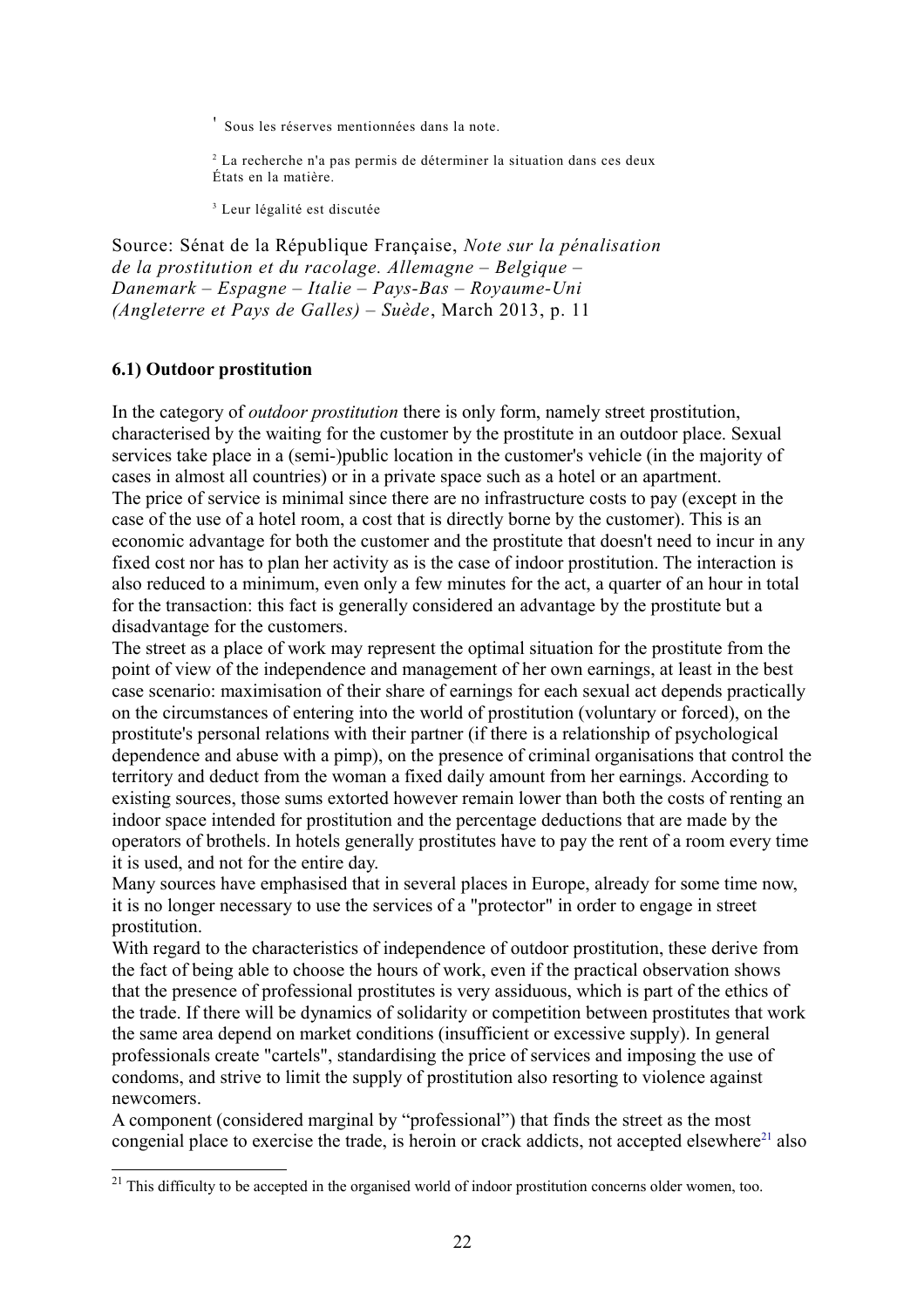[1] Sous les réserves mentionnées dans la note.

[2] La recherche n'a pas permis de déterminer la situation dans ces deux États en la matière.

[3] Leur légalité est discutée

Source: Sénat de la République Française, *Note sur la pénalisation de la prostitution et du racolage. Allemagne – Belgique – Danemark – Espagne – Italie – Pays-Bas – Royaume-Uni (Angleterre et Pays de Galles) – Suède*, March 2013, p. 11

### 6.1) Outdoor prostitution

In the category of *outdoor prostitution* there is only form, namely street prostitution, characterised by the waiting for the customer by the prostitute in an outdoor place. Sexual services take place in a (semi-)public location in the customer's vehicle (in the majority of cases in almost all countries) or in a private space such as a hotel or an apartment.
The price of service is minimal since there are no infrastructure costs to pay (except in the case of the use of a hotel room, a cost that is directly borne by the customer). This is an economic advantage for both the customer and the prostitute that doesn't need to incur in any fixed cost nor has to plan her activity as is the case of indoor prostitution. The interaction is also reduced to a minimum, even only a few minutes for the act, a quarter of an hour in total for the transaction: this fact is generally considered an advantage by the prostitute but a disadvantage for the customers.
The street as a place of work may represent the optimal situation for the prostitute from the point of view of the independence and management of her own earnings, at least in the best case scenario: maximisation of their share of earnings for each sexual act depends practically on the circumstances of entering into the world of prostitution (voluntary or forced), on the prostitute's personal relations with their partner (if there is a relationship of psychological dependence and abuse with a pimp), on the presence of criminal organisations that control the territory and deduct from the woman a fixed daily amount from her earnings. According to existing sources, those sums extorted however remain lower than both the costs of renting an indoor space intended for prostitution and the percentage deductions that are made by the operators of brothels. In hotels generally prostitutes have to pay the rent of a room every time it is used, and not for the entire day.
Many sources have emphasised that in several places in Europe, already for some time now, it is no longer necessary to use the services of a "protector" in order to engage in street prostitution.
With regard to the characteristics of independence of outdoor prostitution, these derive from the fact of being able to choose the hours of work, even if the practical observation shows that the presence of professional prostitutes is very assiduous, which is part of the ethics of the trade. If there will be dynamics of solidarity or competition between prostitutes that work the same area depend on market conditions (insufficient or excessive supply). In general professionals create "cartels", standardising the price of services and imposing the use of condoms, and strive to limit the supply of prostitution also resorting to violence against newcomers.
A component (considered marginal by "professional") that finds the street as the most congenial place to exercise the trade, is heroin or crack addicts, not accepted elsewhere[21] also

[21] This difficulty to be accepted in the organised world of indoor prostitution concerns older women, too.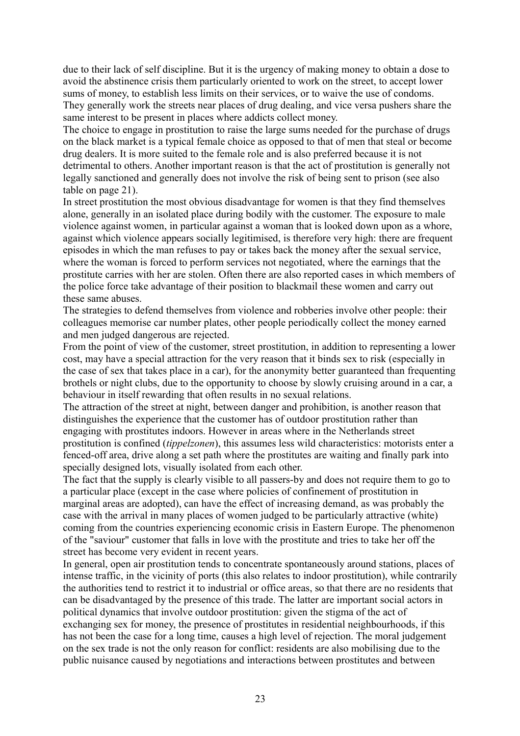due to their lack of self discipline. But it is the urgency of making money to obtain a dose to avoid the abstinence crisis them particularly oriented to work on the street, to accept lower sums of money, to establish less limits on their services, or to waive the use of condoms. They generally work the streets near places of drug dealing, and vice versa pushers share the same interest to be present in places where addicts collect money.

The choice to engage in prostitution to raise the large sums needed for the purchase of drugs on the black market is a typical female choice as opposed to that of men that steal or become drug dealers. It is more suited to the female role and is also preferred because it is not detrimental to others. Another important reason is that the act of prostitution is generally not legally sanctioned and generally does not involve the risk of being sent to prison (see also table on page 21).

In street prostitution the most obvious disadvantage for women is that they find themselves alone, generally in an isolated place during bodily with the customer. The exposure to male violence against women, in particular against a woman that is looked down upon as a whore, against which violence appears socially legitimised, is therefore very high: there are frequent episodes in which the man refuses to pay or takes back the money after the sexual service, where the woman is forced to perform services not negotiated, where the earnings that the prostitute carries with her are stolen. Often there are also reported cases in which members of the police force take advantage of their position to blackmail these women and carry out these same abuses.

The strategies to defend themselves from violence and robberies involve other people: their colleagues memorise car number plates, other people periodically collect the money earned and men judged dangerous are rejected.

From the point of view of the customer, street prostitution, in addition to representing a lower cost, may have a special attraction for the very reason that it binds sex to risk (especially in the case of sex that takes place in a car), for the anonymity better guaranteed than frequenting brothels or night clubs, due to the opportunity to choose by slowly cruising around in a car, a behaviour in itself rewarding that often results in no sexual relations.

The attraction of the street at night, between danger and prohibition, is another reason that distinguishes the experience that the customer has of outdoor prostitution rather than engaging with prostitutes indoors. However in areas where in the Netherlands street prostitution is confined (*tippelzonen*), this assumes less wild characteristics: motorists enter a fenced-off area, drive along a set path where the prostitutes are waiting and finally park into specially designed lots, visually isolated from each other.

The fact that the supply is clearly visible to all passers-by and does not require them to go to a particular place (except in the case where policies of confinement of prostitution in marginal areas are adopted), can have the effect of increasing demand, as was probably the case with the arrival in many places of women judged to be particularly attractive (white) coming from the countries experiencing economic crisis in Eastern Europe. The phenomenon of the "saviour" customer that falls in love with the prostitute and tries to take her off the street has become very evident in recent years.

In general, open air prostitution tends to concentrate spontaneously around stations, places of intense traffic, in the vicinity of ports (this also relates to indoor prostitution), while contrarily the authorities tend to restrict it to industrial or office areas, so that there are no residents that can be disadvantaged by the presence of this trade. The latter are important social actors in political dynamics that involve outdoor prostitution: given the stigma of the act of exchanging sex for money, the presence of prostitutes in residential neighbourhoods, if this has not been the case for a long time, causes a high level of rejection. The moral judgement on the sex trade is not the only reason for conflict: residents are also mobilising due to the public nuisance caused by negotiations and interactions between prostitutes and between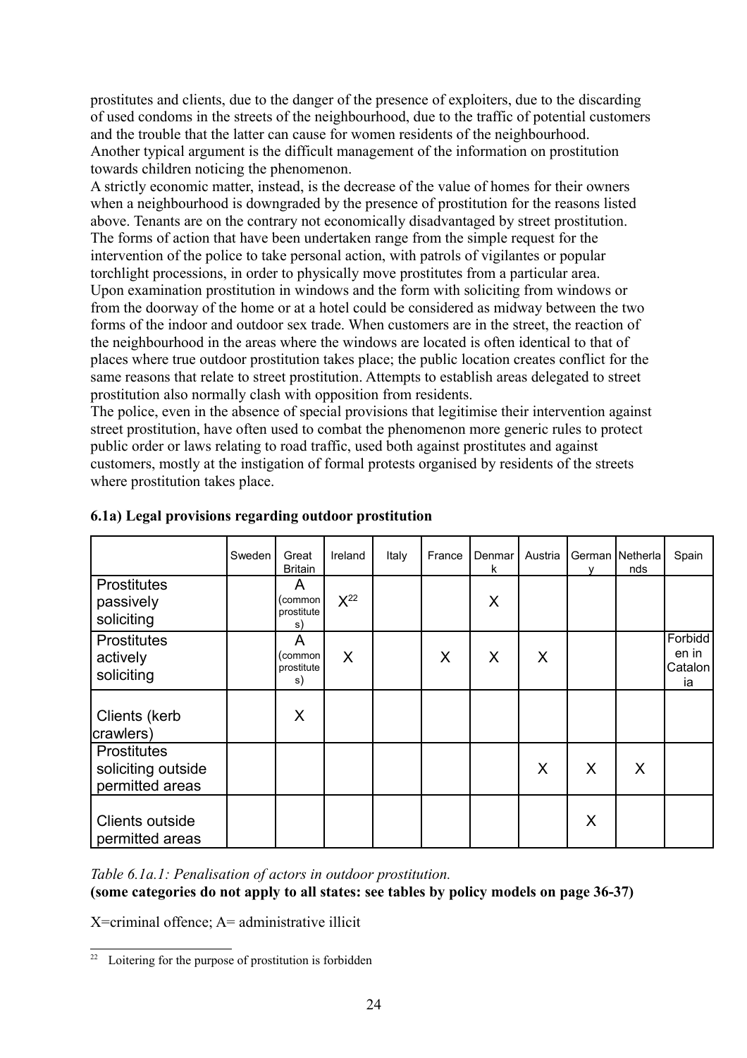prostitutes and clients, due to the danger of the presence of exploiters, due to the discarding of used condoms in the streets of the neighbourhood, due to the traffic of potential customers and the trouble that the latter can cause for women residents of the neighbourhood. Another typical argument is the difficult management of the information on prostitution towards children noticing the phenomenon.
A strictly economic matter, instead, is the decrease of the value of homes for their owners when a neighbourhood is downgraded by the presence of prostitution for the reasons listed above. Tenants are on the contrary not economically disadvantaged by street prostitution.
The forms of action that have been undertaken range from the simple request for the intervention of the police to take personal action, with patrols of vigilantes or popular torchlight processions, in order to physically move prostitutes from a particular area.
Upon examination prostitution in windows and the form with soliciting from windows or from the doorway of the home or at a hotel could be considered as midway between the two forms of the indoor and outdoor sex trade. When customers are in the street, the reaction of the neighbourhood in the areas where the windows are located is often identical to that of places where true outdoor prostitution takes place; the public location creates conflict for the same reasons that relate to street prostitution. Attempts to establish areas delegated to street prostitution also normally clash with opposition from residents.
The police, even in the absence of special provisions that legitimise their intervention against street prostitution, have often used to combat the phenomenon more generic rules to protect public order or laws relating to road traffic, used both against prostitutes and against customers, mostly at the instigation of formal protests organised by residents of the streets where prostitution takes place.

**6.1a) Legal provisions regarding outdoor prostitution**

| | Sweden | Great Britain | Ireland | Italy | France | Denmark | Austria | Germany | Netherlands | Spain |
|---|---|---|---|---|---|---|---|---|---|---|
| Prostitutes passively soliciting | | A (common prostitutes) | X[22] | | | X | | | | |
| Prostitutes actively soliciting | | A (common prostitutes) | X | | X | X | X | | | Forbidden in Catalonia |
| Clients (kerb crawlers) | | X | | | | | | | | |
| Prostitutes soliciting outside permitted areas | | | | | | | X | X | X | |
| Clients outside permitted areas | | | | | | | | X | | |

*Table 6.1a.1: Penalisation of actors in outdoor prostitution.*
**(some categories do not apply to all states: see tables by policy models on page 36-37)**

X=criminal offence; A= administrative illicit

[22] Loitering for the purpose of prostitution is forbidden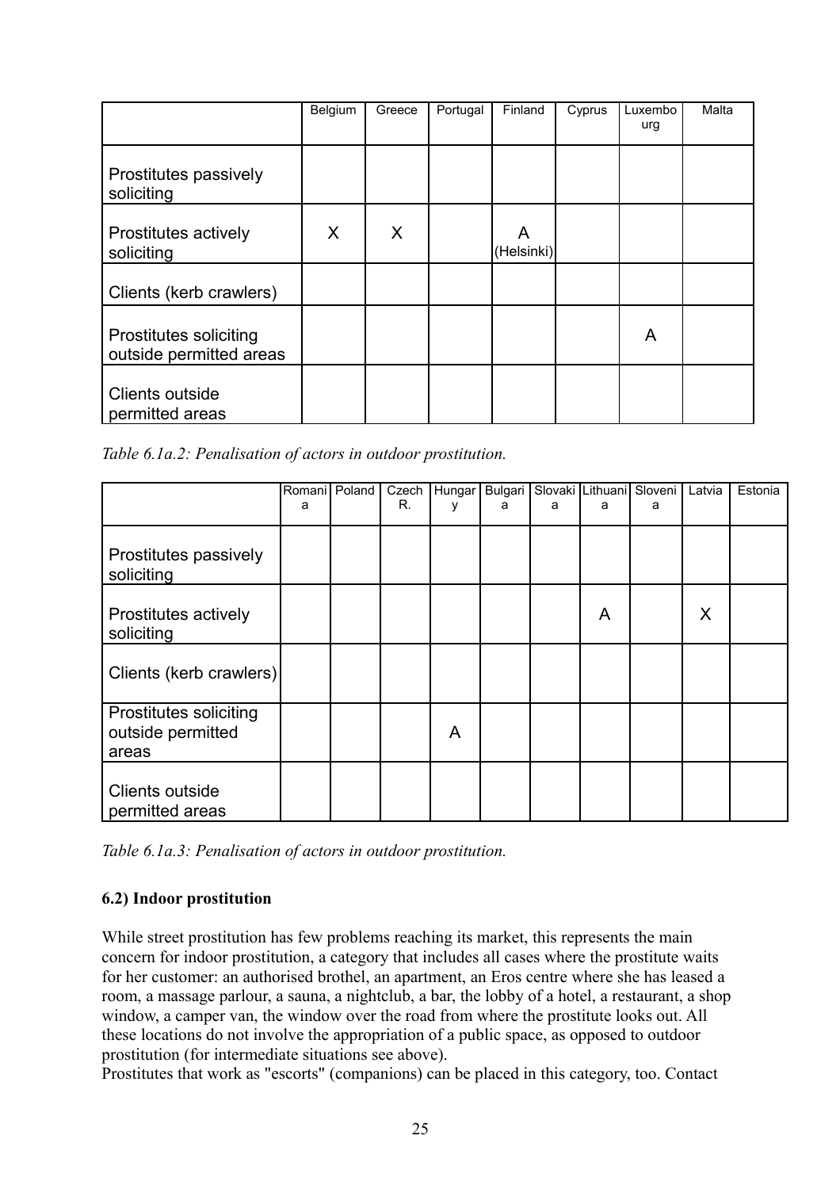|  | Belgium | Greece | Portugal | Finland | Cyprus | Luxembourg | Malta |
|---|---|---|---|---|---|---|---|
| Prostitutes passively soliciting |  |  |  |  |  |  |  |
| Prostitutes actively soliciting | X | X |  | A (Helsinki) |  |  |  |
| Clients (kerb crawlers) |  |  |  |  |  |  |  |
| Prostitutes soliciting outside permitted areas |  |  |  |  |  | A |  |
| Clients outside permitted areas |  |  |  |  |  |  |  |

*Table 6.1a.2: Penalisation of actors in outdoor prostitution.*

|  | Romania | Poland | Czech R. | Hungary | Bulgaria | Slovakia | Lithuania | Slovenia | Latvia | Estonia |
|---|---|---|---|---|---|---|---|---|---|---|
| Prostitutes passively soliciting |  |  |  |  |  |  |  |  |  |  |
| Prostitutes actively soliciting |  |  |  |  |  |  | A |  | X |  |
| Clients (kerb crawlers) |  |  |  |  |  |  |  |  |  |  |
| Prostitutes soliciting outside permitted areas |  |  |  | A |  |  |  |  |  |  |
| Clients outside permitted areas |  |  |  |  |  |  |  |  |  |  |

*Table 6.1a.3: Penalisation of actors in outdoor prostitution.*

### 6.2) Indoor prostitution

While street prostitution has few problems reaching its market, this represents the main concern for indoor prostitution, a category that includes all cases where the prostitute waits for her customer: an authorised brothel, an apartment, an Eros centre where she has leased a room, a massage parlour, a sauna, a nightclub, a bar, the lobby of a hotel, a restaurant, a shop window, a camper van, the window over the road from where the prostitute looks out. All these locations do not involve the appropriation of a public space, as opposed to outdoor prostitution (for intermediate situations see above).
Prostitutes that work as "escorts" (companions) can be placed in this category, too. Contact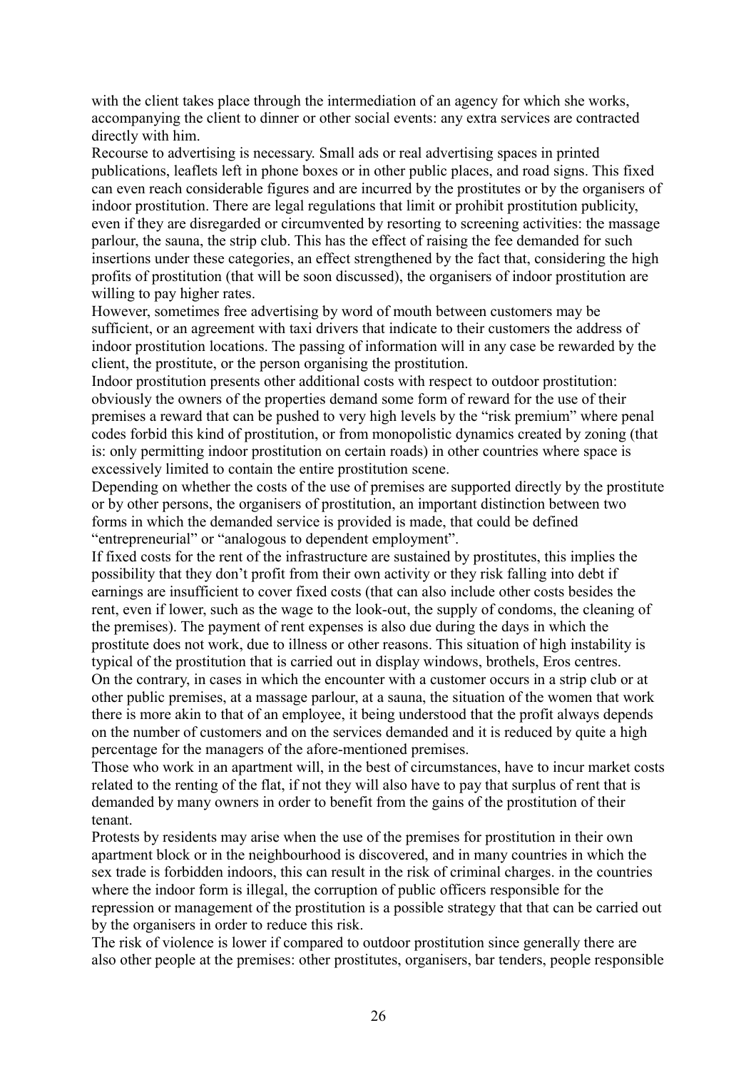with the client takes place through the intermediation of an agency for which she works, accompanying the client to dinner or other social events: any extra services are contracted directly with him.

Recourse to advertising is necessary. Small ads or real advertising spaces in printed publications, leaflets left in phone boxes or in other public places, and road signs. This fixed can even reach considerable figures and are incurred by the prostitutes or by the organisers of indoor prostitution. There are legal regulations that limit or prohibit prostitution publicity, even if they are disregarded or circumvented by resorting to screening activities: the massage parlour, the sauna, the strip club. This has the effect of raising the fee demanded for such insertions under these categories, an effect strengthened by the fact that, considering the high profits of prostitution (that will be soon discussed), the organisers of indoor prostitution are willing to pay higher rates.

However, sometimes free advertising by word of mouth between customers may be sufficient, or an agreement with taxi drivers that indicate to their customers the address of indoor prostitution locations. The passing of information will in any case be rewarded by the client, the prostitute, or the person organising the prostitution.

Indoor prostitution presents other additional costs with respect to outdoor prostitution: obviously the owners of the properties demand some form of reward for the use of their premises a reward that can be pushed to very high levels by the "risk premium" where penal codes forbid this kind of prostitution, or from monopolistic dynamics created by zoning (that is: only permitting indoor prostitution on certain roads) in other countries where space is excessively limited to contain the entire prostitution scene.

Depending on whether the costs of the use of premises are supported directly by the prostitute or by other persons, the organisers of prostitution, an important distinction between two forms in which the demanded service is provided is made, that could be defined "entrepreneurial" or "analogous to dependent employment".

If fixed costs for the rent of the infrastructure are sustained by prostitutes, this implies the possibility that they don't profit from their own activity or they risk falling into debt if earnings are insufficient to cover fixed costs (that can also include other costs besides the rent, even if lower, such as the wage to the look-out, the supply of condoms, the cleaning of the premises). The payment of rent expenses is also due during the days in which the prostitute does not work, due to illness or other reasons. This situation of high instability is typical of the prostitution that is carried out in display windows, brothels, Eros centres.

On the contrary, in cases in which the encounter with a customer occurs in a strip club or at other public premises, at a massage parlour, at a sauna, the situation of the women that work there is more akin to that of an employee, it being understood that the profit always depends on the number of customers and on the services demanded and it is reduced by quite a high percentage for the managers of the afore-mentioned premises.

Those who work in an apartment will, in the best of circumstances, have to incur market costs related to the renting of the flat, if not they will also have to pay that surplus of rent that is demanded by many owners in order to benefit from the gains of the prostitution of their tenant.

Protests by residents may arise when the use of the premises for prostitution in their own apartment block or in the neighbourhood is discovered, and in many countries in which the sex trade is forbidden indoors, this can result in the risk of criminal charges. in the countries where the indoor form is illegal, the corruption of public officers responsible for the repression or management of the prostitution is a possible strategy that that can be carried out by the organisers in order to reduce this risk.

The risk of violence is lower if compared to outdoor prostitution since generally there are also other people at the premises: other prostitutes, organisers, bar tenders, people responsible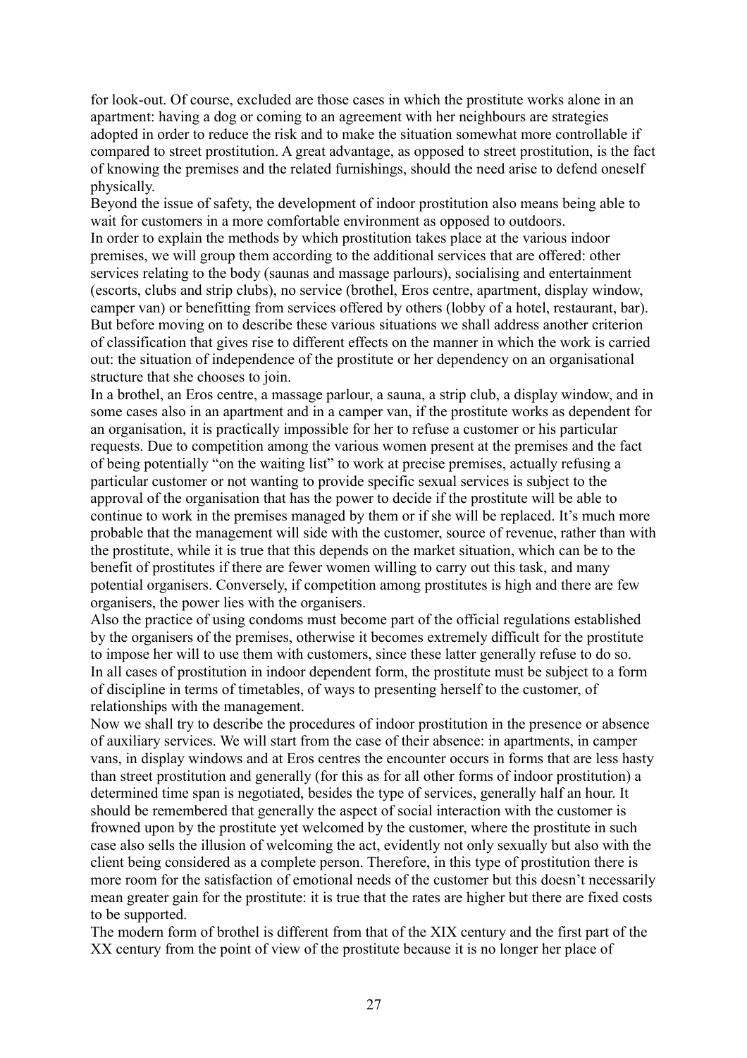for look-out. Of course, excluded are those cases in which the prostitute works alone in an apartment: having a dog or coming to an agreement with her neighbours are strategies adopted in order to reduce the risk and to make the situation somewhat more controllable if compared to street prostitution. A great advantage, as opposed to street prostitution, is the fact of knowing the premises and the related furnishings, should the need arise to defend oneself physically.

Beyond the issue of safety, the development of indoor prostitution also means being able to wait for customers in a more comfortable environment as opposed to outdoors.

In order to explain the methods by which prostitution takes place at the various indoor premises, we will group them according to the additional services that are offered: other services relating to the body (saunas and massage parlours), socialising and entertainment (escorts, clubs and strip clubs), no service (brothel, Eros centre, apartment, display window, camper van) or benefitting from services offered by others (lobby of a hotel, restaurant, bar). But before moving on to describe these various situations we shall address another criterion of classification that gives rise to different effects on the manner in which the work is carried out: the situation of independence of the prostitute or her dependency on an organisational structure that she chooses to join.

In a brothel, an Eros centre, a massage parlour, a sauna, a strip club, a display window, and in some cases also in an apartment and in a camper van, if the prostitute works as dependent for an organisation, it is practically impossible for her to refuse a customer or his particular requests. Due to competition among the various women present at the premises and the fact of being potentially "on the waiting list" to work at precise premises, actually refusing a particular customer or not wanting to provide specific sexual services is subject to the approval of the organisation that has the power to decide if the prostitute will be able to continue to work in the premises managed by them or if she will be replaced. It's much more probable that the management will side with the customer, source of revenue, rather than with the prostitute, while it is true that this depends on the market situation, which can be to the benefit of prostitutes if there are fewer women willing to carry out this task, and many potential organisers. Conversely, if competition among prostitutes is high and there are few organisers, the power lies with the organisers.

Also the practice of using condoms must become part of the official regulations established by the organisers of the premises, otherwise it becomes extremely difficult for the prostitute to impose her will to use them with customers, since these latter generally refuse to do so.

In all cases of prostitution in indoor dependent form, the prostitute must be subject to a form of discipline in terms of timetables, of ways to presenting herself to the customer, of relationships with the management.

Now we shall try to describe the procedures of indoor prostitution in the presence or absence of auxiliary services. We will start from the case of their absence: in apartments, in camper vans, in display windows and at Eros centres the encounter occurs in forms that are less hasty than street prostitution and generally (for this as for all other forms of indoor prostitution) a determined time span is negotiated, besides the type of services, generally half an hour. It should be remembered that generally the aspect of social interaction with the customer is frowned upon by the prostitute yet welcomed by the customer, where the prostitute in such case also sells the illusion of welcoming the act, evidently not only sexually but also with the client being considered as a complete person. Therefore, in this type of prostitution there is more room for the satisfaction of emotional needs of the customer but this doesn't necessarily mean greater gain for the prostitute: it is true that the rates are higher but there are fixed costs to be supported.

The modern form of brothel is different from that of the XIX century and the first part of the XX century from the point of view of the prostitute because it is no longer her place of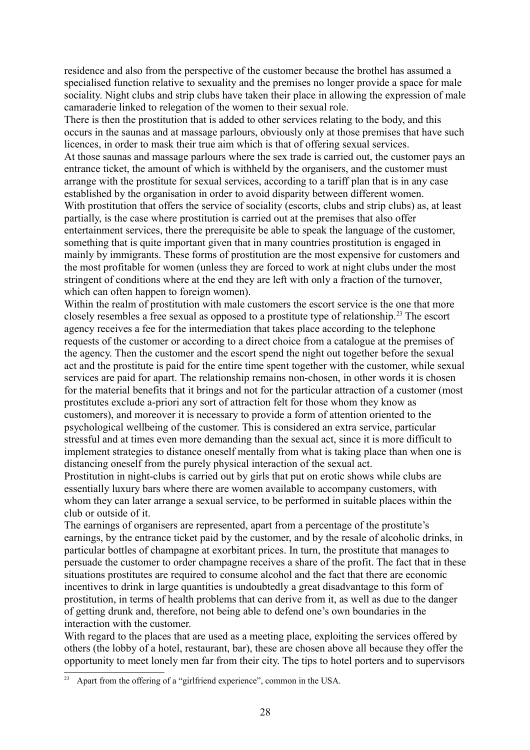residence and also from the perspective of the customer because the brothel has assumed a specialised function relative to sexuality and the premises no longer provide a space for male sociality. Night clubs and strip clubs have taken their place in allowing the expression of male camaraderie linked to relegation of the women to their sexual role.

There is then the prostitution that is added to other services relating to the body, and this occurs in the saunas and at massage parlours, obviously only at those premises that have such licences, in order to mask their true aim which is that of offering sexual services.

At those saunas and massage parlours where the sex trade is carried out, the customer pays an entrance ticket, the amount of which is withheld by the organisers, and the customer must arrange with the prostitute for sexual services, according to a tariff plan that is in any case established by the organisation in order to avoid disparity between different women.

With prostitution that offers the service of sociality (escorts, clubs and strip clubs) as, at least partially, is the case where prostitution is carried out at the premises that also offer entertainment services, there the prerequisite be able to speak the language of the customer, something that is quite important given that in many countries prostitution is engaged in mainly by immigrants. These forms of prostitution are the most expensive for customers and the most profitable for women (unless they are forced to work at night clubs under the most stringent of conditions where at the end they are left with only a fraction of the turnover, which can often happen to foreign women).

Within the realm of prostitution with male customers the escort service is the one that more closely resembles a free sexual as opposed to a prostitute type of relationship.[23] The escort agency receives a fee for the intermediation that takes place according to the telephone requests of the customer or according to a direct choice from a catalogue at the premises of the agency. Then the customer and the escort spend the night out together before the sexual act and the prostitute is paid for the entire time spent together with the customer, while sexual services are paid for apart. The relationship remains non-chosen, in other words it is chosen for the material benefits that it brings and not for the particular attraction of a customer (most prostitutes exclude a-priori any sort of attraction felt for those whom they know as customers), and moreover it is necessary to provide a form of attention oriented to the psychological wellbeing of the customer. This is considered an extra service, particular stressful and at times even more demanding than the sexual act, since it is more difficult to implement strategies to distance oneself mentally from what is taking place than when one is distancing oneself from the purely physical interaction of the sexual act.

Prostitution in night-clubs is carried out by girls that put on erotic shows while clubs are essentially luxury bars where there are women available to accompany customers, with whom they can later arrange a sexual service, to be performed in suitable places within the club or outside of it.

The earnings of organisers are represented, apart from a percentage of the prostitute's earnings, by the entrance ticket paid by the customer, and by the resale of alcoholic drinks, in particular bottles of champagne at exorbitant prices. In turn, the prostitute that manages to persuade the customer to order champagne receives a share of the profit. The fact that in these situations prostitutes are required to consume alcohol and the fact that there are economic incentives to drink in large quantities is undoubtedly a great disadvantage to this form of prostitution, in terms of health problems that can derive from it, as well as due to the danger of getting drunk and, therefore, not being able to defend one's own boundaries in the interaction with the customer.

With regard to the places that are used as a meeting place, exploiting the services offered by others (the lobby of a hotel, restaurant, bar), these are chosen above all because they offer the opportunity to meet lonely men far from their city. The tips to hotel porters and to supervisors

---

[23] Apart from the offering of a "girlfriend experience", common in the USA.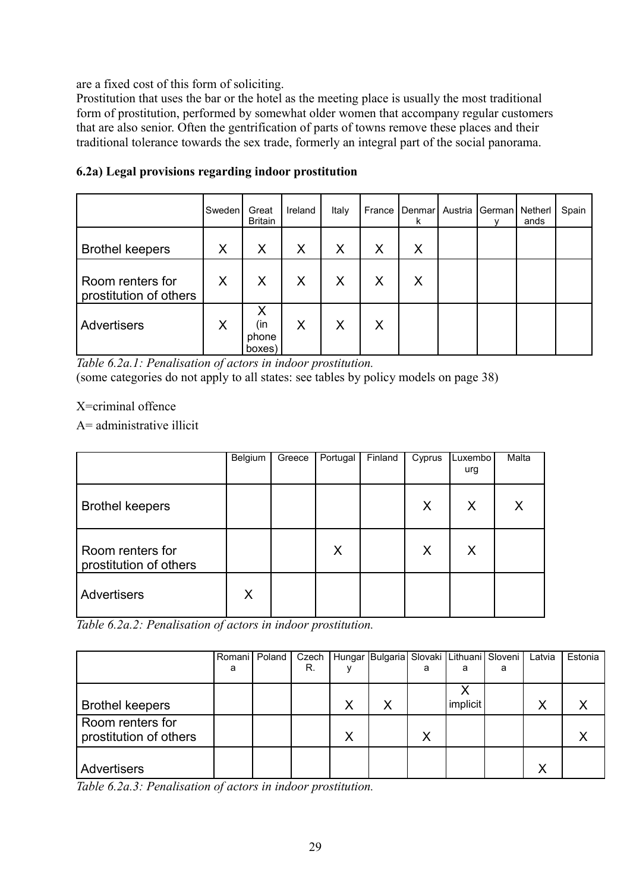are a fixed cost of this form of soliciting.

Prostitution that uses the bar or the hotel as the meeting place is usually the most traditional form of prostitution, performed by somewhat older women that accompany regular customers that are also senior. Often the gentrification of parts of towns remove these places and their traditional tolerance towards the sex trade, formerly an integral part of the social panorama.

### 6.2a) Legal provisions regarding indoor prostitution

| | Sweden | Great Britain | Ireland | Italy | France | Denmark | Austria | Germany | Netherlands | Spain |
|---|---|---|---|---|---|---|---|---|---|---|
| Brothel keepers | X | X | X | X | X | X | | | | |
| Room renters for prostitution of others | X | X | X | X | X | X | | | | |
| Advertisers | X | X (in phone boxes) | X | X | X | | | | | |

*Table 6.2a.1: Penalisation of actors in indoor prostitution.*
(some categories do not apply to all states: see tables by policy models on page 38)

X=criminal offence

A= administrative illicit

| | Belgium | Greece | Portugal | Finland | Cyprus | Luxemburg | Malta |
|---|---|---|---|---|---|---|---|
| Brothel keepers | | | | | X | X | X |
| Room renters for prostitution of others | | | X | | X | X | |
| Advertisers | X | | | | | | |

*Table 6.2a.2: Penalisation of actors in indoor prostitution.*

| | Romania | Poland | Czech R. | Hungary | Bulgaria | Slovakia | Lithuania | Slovenia | Latvia | Estonia |
|---|---|---|---|---|---|---|---|---|---|---|
| Brothel keepers | | | | X | X | | X implicit | | X | X |
| Room renters for prostitution of others | | | | X | | X | | | | X |
| Advertisers | | | | | | | | | X | |

*Table 6.2a.3: Penalisation of actors in indoor prostitution.*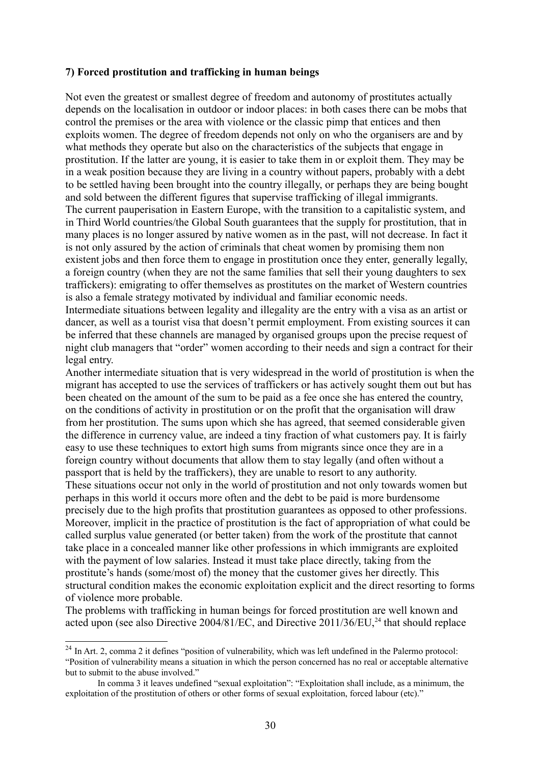### 7) Forced prostitution and trafficking in human beings

Not even the greatest or smallest degree of freedom and autonomy of prostitutes actually depends on the localisation in outdoor or indoor places: in both cases there can be mobs that control the premises or the area with violence or the classic pimp that entices and then exploits women. The degree of freedom depends not only on who the organisers are and by what methods they operate but also on the characteristics of the subjects that engage in prostitution. If the latter are young, it is easier to take them in or exploit them. They may be in a weak position because they are living in a country without papers, probably with a debt to be settled having been brought into the country illegally, or perhaps they are being bought and sold between the different figures that supervise trafficking of illegal immigrants.

The current pauperisation in Eastern Europe, with the transition to a capitalistic system, and in Third World countries/the Global South guarantees that the supply for prostitution, that in many places is no longer assured by native women as in the past, will not decrease. In fact it is not only assured by the action of criminals that cheat women by promising them non existent jobs and then force them to engage in prostitution once they enter, generally legally, a foreign country (when they are not the same families that sell their young daughters to sex traffickers): emigrating to offer themselves as prostitutes on the market of Western countries is also a female strategy motivated by individual and familiar economic needs.

Intermediate situations between legality and illegality are the entry with a visa as an artist or dancer, as well as a tourist visa that doesn't permit employment. From existing sources it can be inferred that these channels are managed by organised groups upon the precise request of night club managers that "order" women according to their needs and sign a contract for their legal entry.

Another intermediate situation that is very widespread in the world of prostitution is when the migrant has accepted to use the services of traffickers or has actively sought them out but has been cheated on the amount of the sum to be paid as a fee once she has entered the country, on the conditions of activity in prostitution or on the profit that the organisation will draw from her prostitution. The sums upon which she has agreed, that seemed considerable given the difference in currency value, are indeed a tiny fraction of what customers pay. It is fairly easy to use these techniques to extort high sums from migrants since once they are in a foreign country without documents that allow them to stay legally (and often without a passport that is held by the traffickers), they are unable to resort to any authority.

These situations occur not only in the world of prostitution and not only towards women but perhaps in this world it occurs more often and the debt to be paid is more burdensome precisely due to the high profits that prostitution guarantees as opposed to other professions. Moreover, implicit in the practice of prostitution is the fact of appropriation of what could be called surplus value generated (or better taken) from the work of the prostitute that cannot take place in a concealed manner like other professions in which immigrants are exploited with the payment of low salaries. Instead it must take place directly, taking from the prostitute's hands (some/most of) the money that the customer gives her directly. This structural condition makes the economic exploitation explicit and the direct resorting to forms of violence more probable.

The problems with trafficking in human beings for forced prostitution are well known and acted upon (see also Directive 2004/81/EC, and Directive 2011/36/EU,[24] that should replace

---

[24] In Art. 2, comma 2 it defines "position of vulnerability, which was left undefined in the Palermo protocol: "Position of vulnerability means a situation in which the person concerned has no real or acceptable alternative but to submit to the abuse involved."

In comma 3 it leaves undefined "sexual exploitation": "Exploitation shall include, as a minimum, the exploitation of the prostitution of others or other forms of sexual exploitation, forced labour (etc)."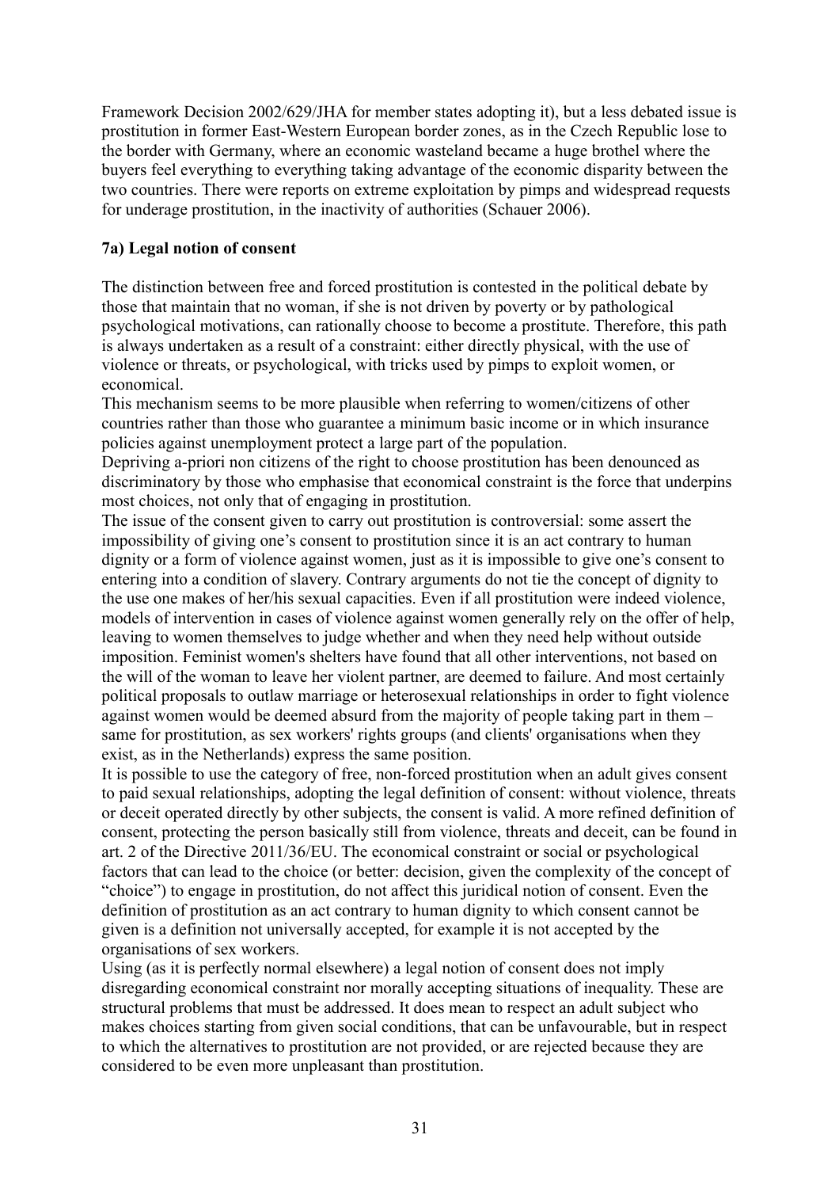Framework Decision 2002/629/JHA for member states adopting it), but a less debated issue is prostitution in former East-Western European border zones, as in the Czech Republic lose to the border with Germany, where an economic wasteland became a huge brothel where the buyers feel everything to everything taking advantage of the economic disparity between the two countries. There were reports on extreme exploitation by pimps and widespread requests for underage prostitution, in the inactivity of authorities (Schauer 2006).

### 7a) Legal notion of consent

The distinction between free and forced prostitution is contested in the political debate by those that maintain that no woman, if she is not driven by poverty or by pathological psychological motivations, can rationally choose to become a prostitute. Therefore, this path is always undertaken as a result of a constraint: either directly physical, with the use of violence or threats, or psychological, with tricks used by pimps to exploit women, or economical.

This mechanism seems to be more plausible when referring to women/citizens of other countries rather than those who guarantee a minimum basic income or in which insurance policies against unemployment protect a large part of the population.

Depriving a-priori non citizens of the right to choose prostitution has been denounced as discriminatory by those who emphasise that economical constraint is the force that underpins most choices, not only that of engaging in prostitution.

The issue of the consent given to carry out prostitution is controversial: some assert the impossibility of giving one's consent to prostitution since it is an act contrary to human dignity or a form of violence against women, just as it is impossible to give one's consent to entering into a condition of slavery. Contrary arguments do not tie the concept of dignity to the use one makes of her/his sexual capacities. Even if all prostitution were indeed violence, models of intervention in cases of violence against women generally rely on the offer of help, leaving to women themselves to judge whether and when they need help without outside imposition. Feminist women's shelters have found that all other interventions, not based on the will of the woman to leave her violent partner, are deemed to failure. And most certainly political proposals to outlaw marriage or heterosexual relationships in order to fight violence against women would be deemed absurd from the majority of people taking part in them – same for prostitution, as sex workers' rights groups (and clients' organisations when they exist, as in the Netherlands) express the same position.

It is possible to use the category of free, non-forced prostitution when an adult gives consent to paid sexual relationships, adopting the legal definition of consent: without violence, threats or deceit operated directly by other subjects, the consent is valid. A more refined definition of consent, protecting the person basically still from violence, threats and deceit, can be found in art. 2 of the Directive 2011/36/EU. The economical constraint or social or psychological factors that can lead to the choice (or better: decision, given the complexity of the concept of "choice") to engage in prostitution, do not affect this juridical notion of consent. Even the definition of prostitution as an act contrary to human dignity to which consent cannot be given is a definition not universally accepted, for example it is not accepted by the organisations of sex workers.

Using (as it is perfectly normal elsewhere) a legal notion of consent does not imply disregarding economical constraint nor morally accepting situations of inequality. These are structural problems that must be addressed. It does mean to respect an adult subject who makes choices starting from given social conditions, that can be unfavourable, but in respect to which the alternatives to prostitution are not provided, or are rejected because they are considered to be even more unpleasant than prostitution.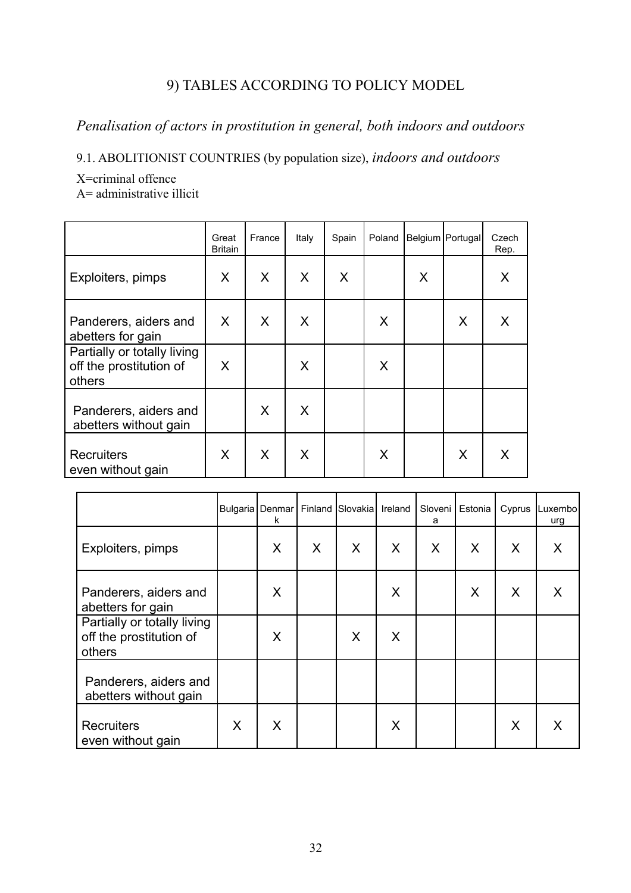## 9) TABLES ACCORDING TO POLICY MODEL

*Penalisation of actors in prostitution in general, both indoors and outdoors*

### 9.1. ABOLITIONIST COUNTRIES (by population size), *indoors and outdoors*

X=criminal offence
A= administrative illicit

| | Great Britain | France | Italy | Spain | Poland | Belgium | Portugal | Czech Rep. |
|---|---|---|---|---|---|---|---|---|
| Exploiters, pimps | X | X | X | X | | X | | X |
| Panderers, aiders and abetters for gain | X | X | X | | X | | X | X |
| Partially or totally living off the prostitution of others | X | | X | | X | | | |
| Panderers, aiders and abetters without gain | | X | X | | | | | |
| Recruiters even without gain | X | X | X | | X | | X | X |

| | Bulgaria | Denmark | Finland | Slovakia | Ireland | Slovenia | Estonia | Cyprus | Luxemburg |
|---|---|---|---|---|---|---|---|---|---|
| Exploiters, pimps | | X | X | X | X | X | X | X | X |
| Panderers, aiders and abetters for gain | | X | | | X | | X | X | X |
| Partially or totally living off the prostitution of others | | X | | X | X | | | | |
| Panderers, aiders and abetters without gain | | | | | | | | | |
| Recruiters even without gain | X | X | | | X | | | X | X |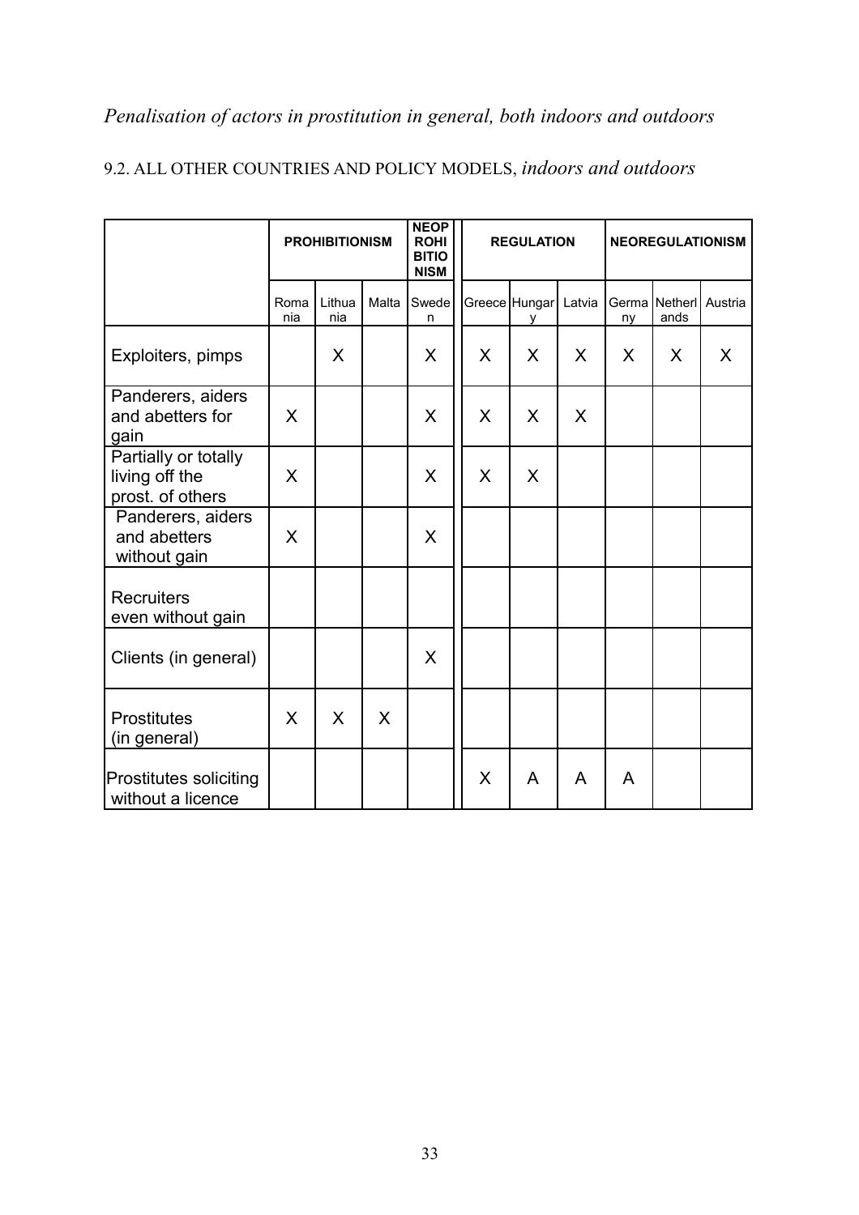*Penalisation of actors in prostitution in general, both indoors and outdoors*

9.2. ALL OTHER COUNTRIES AND POLICY MODELS, *indoors and outdoors*

| | PROHIBITIONISM | | | NEOPROHIBITIONISM | REGULATION | | | NEOREGULATIONISM | | |
|---|---|---|---|---|---|---|---|---|---|---|
| | Romania | Lithuania | Malta | Sweden | Greece | Hungary | Latvia | Germany | Netherlands | Austria |
| Exploiters, pimps | | X | | X | X | X | X | X | X | X |
| Panderers, aiders and abetters for gain | X | | | X | X | X | X | | | |
| Partially or totally living off the prost. of others | X | | | X | X | X | | | | |
| Panderers, aiders and abetters without gain | X | | | X | | | | | | |
| Recruiters even without gain | | | | | | | | | | |
| Clients (in general) | | | | X | | | | | | |
| Prostitutes (in general) | X | X | X | | | | | | | |
| Prostitutes soliciting without a licence | | | | | X | A | A | A | | |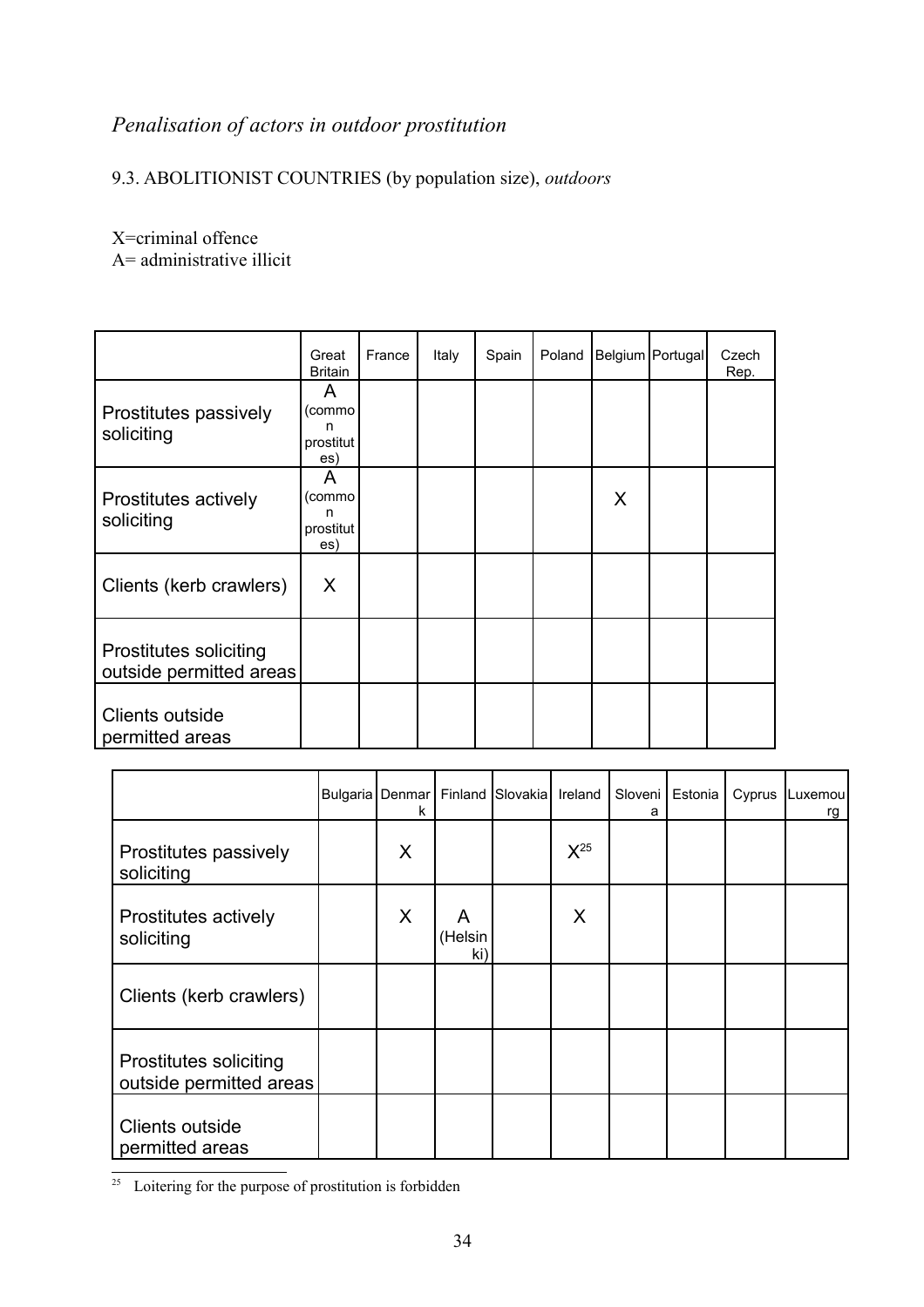*Penalisation of actors in outdoor prostitution*

9.3. ABOLITIONIST COUNTRIES (by population size), *outdoors*

X=criminal offence
A= administrative illicit

| | Great Britain | France | Italy | Spain | Poland | Belgium | Portugal | Czech Rep. |
|---|---|---|---|---|---|---|---|---|
| Prostitutes passively soliciting | A (common prostitutes) | | | | | | | |
| Prostitutes actively soliciting | A (common prostitutes) | | | | | X | | |
| Clients (kerb crawlers) | X | | | | | | | |
| Prostitutes soliciting outside permitted areas | | | | | | | | |
| Clients outside permitted areas | | | | | | | | |

| | Bulgaria | Denmark | Finland | Slovakia | Ireland | Slovenia | Estonia | Cyprus | Luxemourg |
|---|---|---|---|---|---|---|---|---|---|
| Prostitutes passively soliciting | | X | | | X[25] | | | | |
| Prostitutes actively soliciting | | X | A (Helsinki) | | X | | | | |
| Clients (kerb crawlers) | | | | | | | | | |
| Prostitutes soliciting outside permitted areas | | | | | | | | | |
| Clients outside permitted areas | | | | | | | | | |

[25] Loitering for the purpose of prostitution is forbidden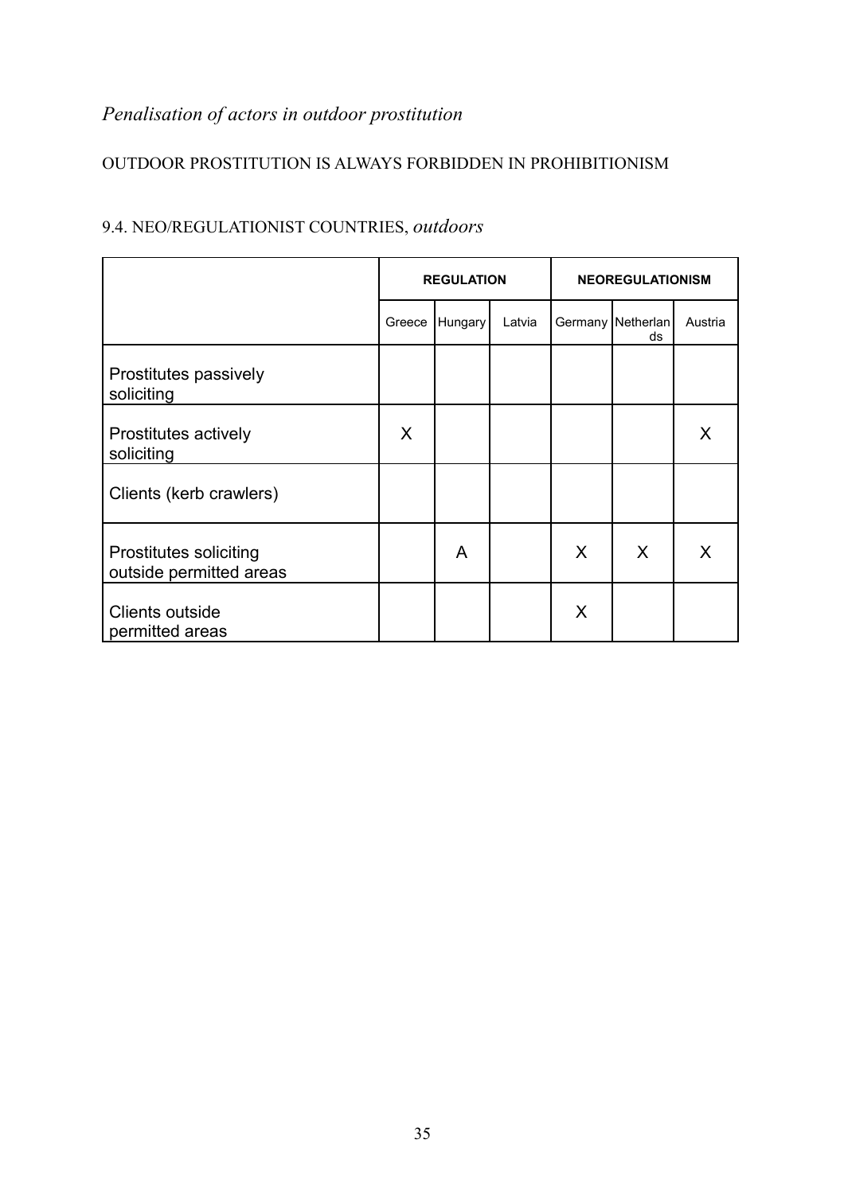*Penalisation of actors in outdoor prostitution*

OUTDOOR PROSTITUTION IS ALWAYS FORBIDDEN IN PROHIBITIONISM

9.4. NEO/REGULATIONIST COUNTRIES, *outdoors*

| | REGULATION | | | NEOREGULATIONISM | | |
|---|---|---|---|---|---|---|
| | Greece | Hungary | Latvia | Germany | Netherlands | Austria |
| Prostitutes passively soliciting | | | | | | |
| Prostitutes actively soliciting | X | | | | | X |
| Clients (kerb crawlers) | | | | | | |
| Prostitutes soliciting outside permitted areas | | A | | X | X | X |
| Clients outside permitted areas | | | | X | | |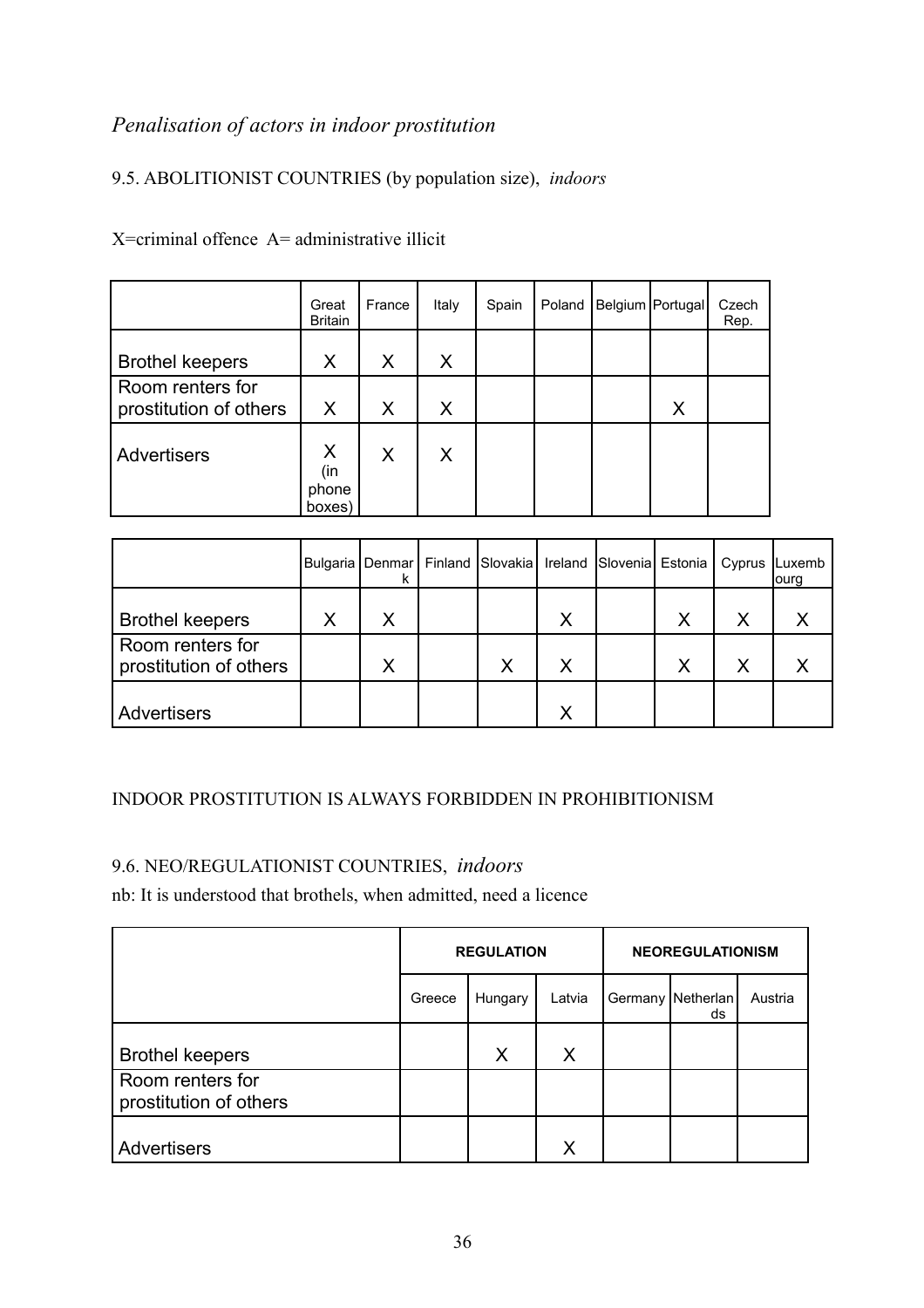*Penalisation of actors in indoor prostitution*

9.5. ABOLITIONIST COUNTRIES (by population size), *indoors*

X=criminal offence A= administrative illicit

| | Great Britain | France | Italy | Spain | Poland | Belgium | Portugal | Czech Rep. |
|---|---|---|---|---|---|---|---|---|
| Brothel keepers | X | X | X | | | | | |
| Room renters for prostitution of others | X | X | X | | | | X | |
| Advertisers | X (in phone boxes) | X | X | | | | | |

| | Bulgaria | Denmark | Finland | Slovakia | Ireland | Slovenia | Estonia | Cyprus | Luxembourg |
|---|---|---|---|---|---|---|---|---|---|
| Brothel keepers | X | X | | | X | | X | X | X |
| Room renters for prostitution of others | | X | | X | X | | X | X | X |
| Advertisers | | | | | X | | | | |

INDOOR PROSTITUTION IS ALWAYS FORBIDDEN IN PROHIBITIONISM

9.6. NEO/REGULATIONIST COUNTRIES, *indoors*

nb: It is understood that brothels, when admitted, need a licence

| | REGULATION | | | NEOREGULATIONISM | | |
|---|---|---|---|---|---|---|
| | Greece | Hungary | Latvia | Germany | Netherlands | Austria |
| Brothel keepers | | X | X | | | |
| Room renters for prostitution of others | | | | | | |
| Advertisers | | | X | | | |